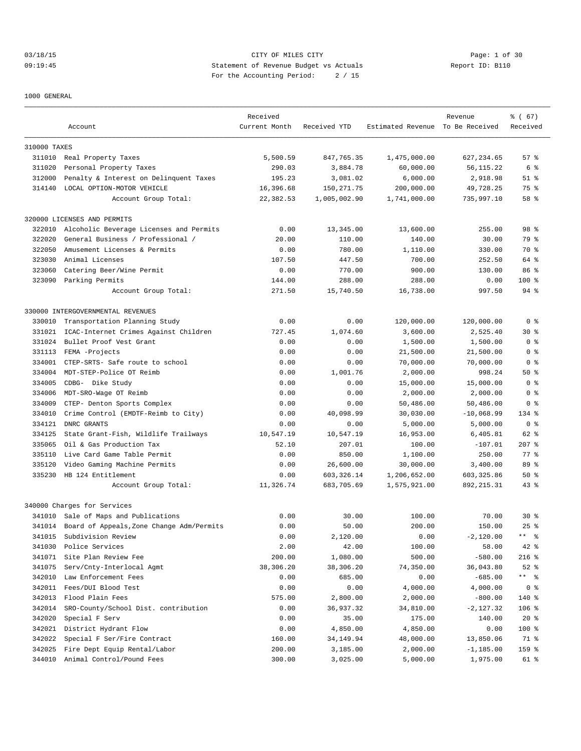03/18/15 CITY OF MILES CITY
09:19:45 Statement of Revenue Budget vs Actuals Report ID: B110
For the Accounting Period: 2 / 15

1000 GENERAL

| Account | | Received Current Month | Received YTD | Estimated Revenue | Revenue To Be Received | % ( 67) Received |
|---|---|---|---|---|---|---|
| 310000 TAXES | | | | | | |
| 311010 | Real Property Taxes | 5,500.59 | 847,765.35 | 1,475,000.00 | 627,234.65 | 57 % |
| 311020 | Personal Property Taxes | 290.03 | 3,884.78 | 60,000.00 | 56,115.22 | 6 % |
| 312000 | Penalty & Interest on Delinquent Taxes | 195.23 | 3,081.02 | 6,000.00 | 2,918.98 | 51 % |
| 314140 | LOCAL OPTION-MOTOR VEHICLE | 16,396.68 | 150,271.75 | 200,000.00 | 49,728.25 | 75 % |
| | Account Group Total: | 22,382.53 | 1,005,002.90 | 1,741,000.00 | 735,997.10 | 58 % |
| 320000 LICENSES AND PERMITS | | | | | | |
| 322010 | Alcoholic Beverage Licenses and Permits | 0.00 | 13,345.00 | 13,600.00 | 255.00 | 98 % |
| 322020 | General Business / Professional / | 20.00 | 110.00 | 140.00 | 30.00 | 79 % |
| 322050 | Amusement Licenses & Permits | 0.00 | 780.00 | 1,110.00 | 330.00 | 70 % |
| 323030 | Animal Licenses | 107.50 | 447.50 | 700.00 | 252.50 | 64 % |
| 323060 | Catering Beer/Wine Permit | 0.00 | 770.00 | 900.00 | 130.00 | 86 % |
| 323090 | Parking Permits | 144.00 | 288.00 | 288.00 | 0.00 | 100 % |
| | Account Group Total: | 271.50 | 15,740.50 | 16,738.00 | 997.50 | 94 % |
| 330000 INTERGOVERNMENTAL REVENUES | | | | | | |
| 330010 | Transportation Planning Study | 0.00 | 0.00 | 120,000.00 | 120,000.00 | 0 % |
| 331021 | ICAC-Internet Crimes Against Children | 727.45 | 1,074.60 | 3,600.00 | 2,525.40 | 30 % |
| 331024 | Bullet Proof Vest Grant | 0.00 | 0.00 | 1,500.00 | 1,500.00 | 0 % |
| 331113 | FEMA -Projects | 0.00 | 0.00 | 21,500.00 | 21,500.00 | 0 % |
| 334001 | CTEP-SRTS- Safe route to school | 0.00 | 0.00 | 70,000.00 | 70,000.00 | 0 % |
| 334004 | MDT-STEP-Police OT Reimb | 0.00 | 1,001.76 | 2,000.00 | 998.24 | 50 % |
| 334005 | CDBG- Dike Study | 0.00 | 0.00 | 15,000.00 | 15,000.00 | 0 % |
| 334006 | MDT-SRO-Wage OT Reimb | 0.00 | 0.00 | 2,000.00 | 2,000.00 | 0 % |
| 334009 | CTEP- Denton Sports Complex | 0.00 | 0.00 | 50,486.00 | 50,486.00 | 0 % |
| 334010 | Crime Control (EMDTF-Reimb to City) | 0.00 | 40,098.99 | 30,030.00 | -10,068.99 | 134 % |
| 334121 | DNRC GRANTS | 0.00 | 0.00 | 5,000.00 | 5,000.00 | 0 % |
| 334125 | State Grant-Fish, Wildlife Trailways | 10,547.19 | 10,547.19 | 16,953.00 | 6,405.81 | 62 % |
| 335065 | Oil & Gas Production Tax | 52.10 | 207.01 | 100.00 | -107.01 | 207 % |
| 335110 | Live Card Game Table Permit | 0.00 | 850.00 | 1,100.00 | 250.00 | 77 % |
| 335120 | Video Gaming Machine Permits | 0.00 | 26,600.00 | 30,000.00 | 3,400.00 | 89 % |
| 335230 | HB 124 Entitlement | 0.00 | 603,326.14 | 1,206,652.00 | 603,325.86 | 50 % |
| | Account Group Total: | 11,326.74 | 683,705.69 | 1,575,921.00 | 892,215.31 | 43 % |
| 340000 Charges for Services | | | | | | |
| 341010 | Sale of Maps and Publications | 0.00 | 30.00 | 100.00 | 70.00 | 30 % |
| 341014 | Board of Appeals,Zone Change Adm/Permits | 0.00 | 50.00 | 200.00 | 150.00 | 25 % |
| 341015 | Subdivision Review | 0.00 | 2,120.00 | 0.00 | -2,120.00 | ** % |
| 341030 | Police Services | 2.00 | 42.00 | 100.00 | 58.00 | 42 % |
| 341071 | Site Plan Review Fee | 200.00 | 1,080.00 | 500.00 | -580.00 | 216 % |
| 341075 | Serv/Cnty-Interlocal Agmt | 38,306.20 | 38,306.20 | 74,350.00 | 36,043.80 | 52 % |
| 342010 | Law Enforcement Fees | 0.00 | 685.00 | 0.00 | -685.00 | ** % |
| 342011 | Fees/DUI Blood Test | 0.00 | 0.00 | 4,000.00 | 4,000.00 | 0 % |
| 342013 | Flood Plain Fees | 575.00 | 2,800.00 | 2,000.00 | -800.00 | 140 % |
| 342014 | SRO-County/School Dist. contribution | 0.00 | 36,937.32 | 34,810.00 | -2,127.32 | 106 % |
| 342020 | Special F Serv | 0.00 | 35.00 | 175.00 | 140.00 | 20 % |
| 342021 | District Hydrant Flow | 0.00 | 4,850.00 | 4,850.00 | 0.00 | 100 % |
| 342022 | Special F Ser/Fire Contract | 160.00 | 34,149.94 | 48,000.00 | 13,850.06 | 71 % |
| 342025 | Fire Dept Equip Rental/Labor | 200.00 | 3,185.00 | 2,000.00 | -1,185.00 | 159 % |
| 344010 | Animal Control/Pound Fees | 300.00 | 3,025.00 | 5,000.00 | 1,975.00 | 61 % |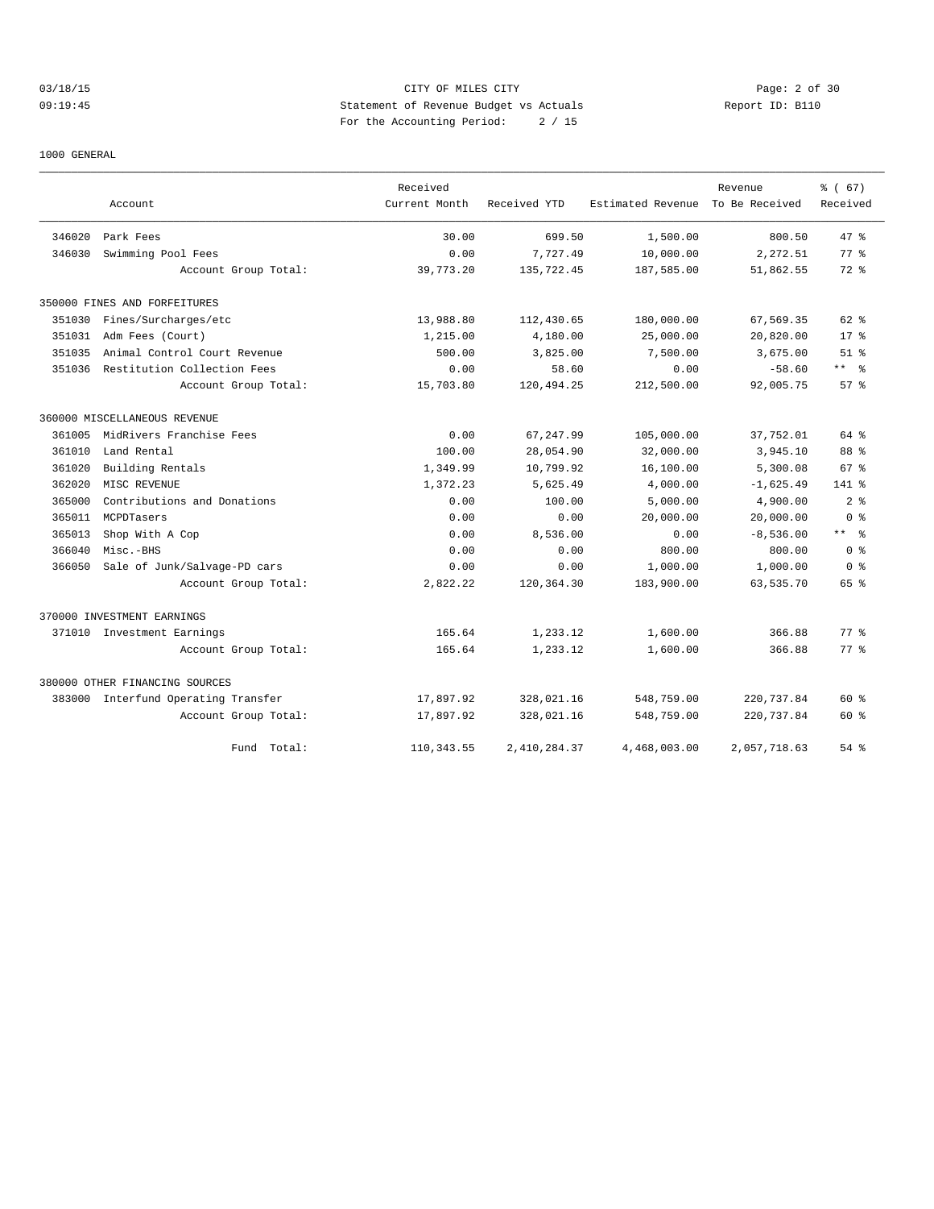CITY OF MILES CITY
Statement of Revenue Budget vs Actuals
For the Accounting Period: 2 / 15

03/18/15
09:19:45

Report ID: B110

1000 GENERAL

| | Account | Received Current Month | Received YTD | Estimated Revenue | Revenue To Be Received | % ( 67) Received |
|---|---|---|---|---|---|---|
| 346020 | Park Fees | 30.00 | 699.50 | 1,500.00 | 800.50 | 47 % |
| 346030 | Swimming Pool Fees | 0.00 | 7,727.49 | 10,000.00 | 2,272.51 | 77 % |
| | Account Group Total: | 39,773.20 | 135,722.45 | 187,585.00 | 51,862.55 | 72 % |
| 350000 FINES AND FORFEITURES | | | | | | |
| 351030 | Fines/Surcharges/etc | 13,988.80 | 112,430.65 | 180,000.00 | 67,569.35 | 62 % |
| 351031 | Adm Fees (Court) | 1,215.00 | 4,180.00 | 25,000.00 | 20,820.00 | 17 % |
| 351035 | Animal Control Court Revenue | 500.00 | 3,825.00 | 7,500.00 | 3,675.00 | 51 % |
| 351036 | Restitution Collection Fees | 0.00 | 58.60 | 0.00 | -58.60 | ** % |
| | Account Group Total: | 15,703.80 | 120,494.25 | 212,500.00 | 92,005.75 | 57 % |
| 360000 MISCELLANEOUS REVENUE | | | | | | |
| 361005 | MidRivers Franchise Fees | 0.00 | 67,247.99 | 105,000.00 | 37,752.01 | 64 % |
| 361010 | Land Rental | 100.00 | 28,054.90 | 32,000.00 | 3,945.10 | 88 % |
| 361020 | Building Rentals | 1,349.99 | 10,799.92 | 16,100.00 | 5,300.08 | 67 % |
| 362020 | MISC REVENUE | 1,372.23 | 5,625.49 | 4,000.00 | -1,625.49 | 141 % |
| 365000 | Contributions and Donations | 0.00 | 100.00 | 5,000.00 | 4,900.00 | 2 % |
| 365011 | MCPDTasers | 0.00 | 0.00 | 20,000.00 | 20,000.00 | 0 % |
| 365013 | Shop With A Cop | 0.00 | 8,536.00 | 0.00 | -8,536.00 | ** % |
| 366040 | Misc.-BHS | 0.00 | 0.00 | 800.00 | 800.00 | 0 % |
| 366050 | Sale of Junk/Salvage-PD cars | 0.00 | 0.00 | 1,000.00 | 1,000.00 | 0 % |
| | Account Group Total: | 2,822.22 | 120,364.30 | 183,900.00 | 63,535.70 | 65 % |
| 370000 INVESTMENT EARNINGS | | | | | | |
| 371010 | Investment Earnings | 165.64 | 1,233.12 | 1,600.00 | 366.88 | 77 % |
| | Account Group Total: | 165.64 | 1,233.12 | 1,600.00 | 366.88 | 77 % |
| 380000 OTHER FINANCING SOURCES | | | | | | |
| 383000 | Interfund Operating Transfer | 17,897.92 | 328,021.16 | 548,759.00 | 220,737.84 | 60 % |
| | Account Group Total: | 17,897.92 | 328,021.16 | 548,759.00 | 220,737.84 | 60 % |
| | Fund Total: | 110,343.55 | 2,410,284.37 | 4,468,003.00 | 2,057,718.63 | 54 % |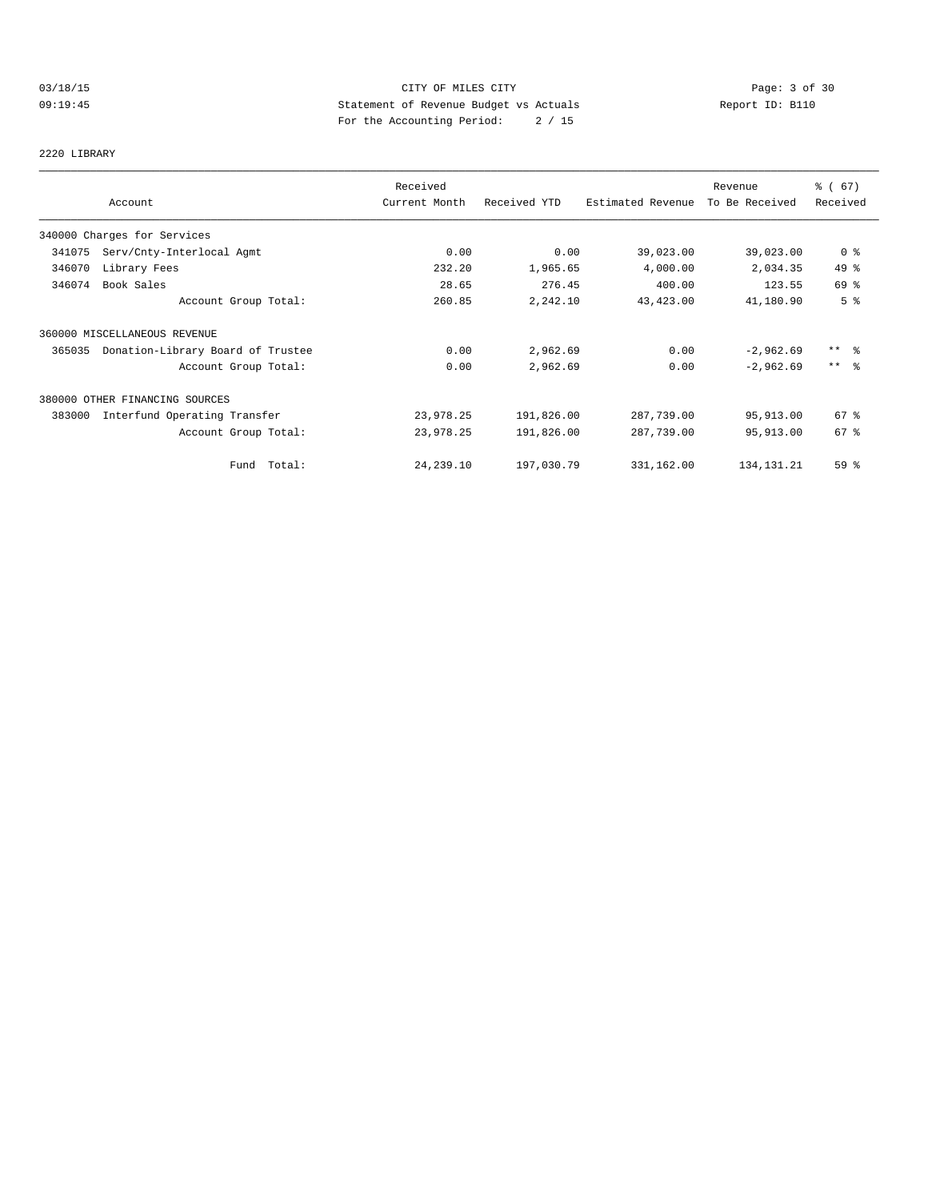CITY OF MILES CITY

Statement of Revenue Budget vs Actuals

For the Accounting Period: 2 / 15

03/18/15 09:19:45 — Report ID: B110

2220 LIBRARY

| Account | Received Current Month | Received YTD | Estimated Revenue | Revenue To Be Received | % ( 67) Received |
|---|---|---|---|---|---|
| 340000 Charges for Services | | | | | |
| 341075 Serv/Cnty-Interlocal Agmt | 0.00 | 0.00 | 39,023.00 | 39,023.00 | 0 % |
| 346070 Library Fees | 232.20 | 1,965.65 | 4,000.00 | 2,034.35 | 49 % |
| 346074 Book Sales | 28.65 | 276.45 | 400.00 | 123.55 | 69 % |
| Account Group Total: | 260.85 | 2,242.10 | 43,423.00 | 41,180.90 | 5 % |
| 360000 MISCELLANEOUS REVENUE | | | | | |
| 365035 Donation-Library Board of Trustee | 0.00 | 2,962.69 | 0.00 | -2,962.69 | ** % |
| Account Group Total: | 0.00 | 2,962.69 | 0.00 | -2,962.69 | ** % |
| 380000 OTHER FINANCING SOURCES | | | | | |
| 383000 Interfund Operating Transfer | 23,978.25 | 191,826.00 | 287,739.00 | 95,913.00 | 67 % |
| Account Group Total: | 23,978.25 | 191,826.00 | 287,739.00 | 95,913.00 | 67 % |
| Fund Total: | 24,239.10 | 197,030.79 | 331,162.00 | 134,131.21 | 59 % |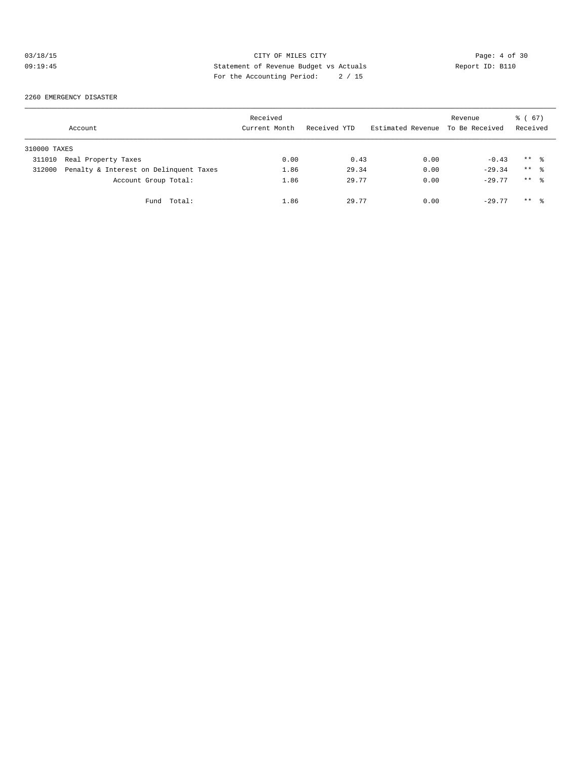CITY OF MILES CITY
Statement of Revenue Budget vs Actuals
For the Accounting Period: 2 / 15

03/18/15
09:19:45

Report ID: B110

2260 EMERGENCY DISASTER

| Account | Received Current Month | Received YTD | Estimated Revenue | Revenue To Be Received | % ( 67) Received |
|---|---|---|---|---|---|
| 310000 TAXES | | | | | |
| 311010 Real Property Taxes | 0.00 | 0.43 | 0.00 | -0.43 | ** % |
| 312000 Penalty & Interest on Delinquent Taxes | 1.86 | 29.34 | 0.00 | -29.34 | ** % |
| Account Group Total: | 1.86 | 29.77 | 0.00 | -29.77 | ** % |
| Fund Total: | 1.86 | 29.77 | 0.00 | -29.77 | ** % |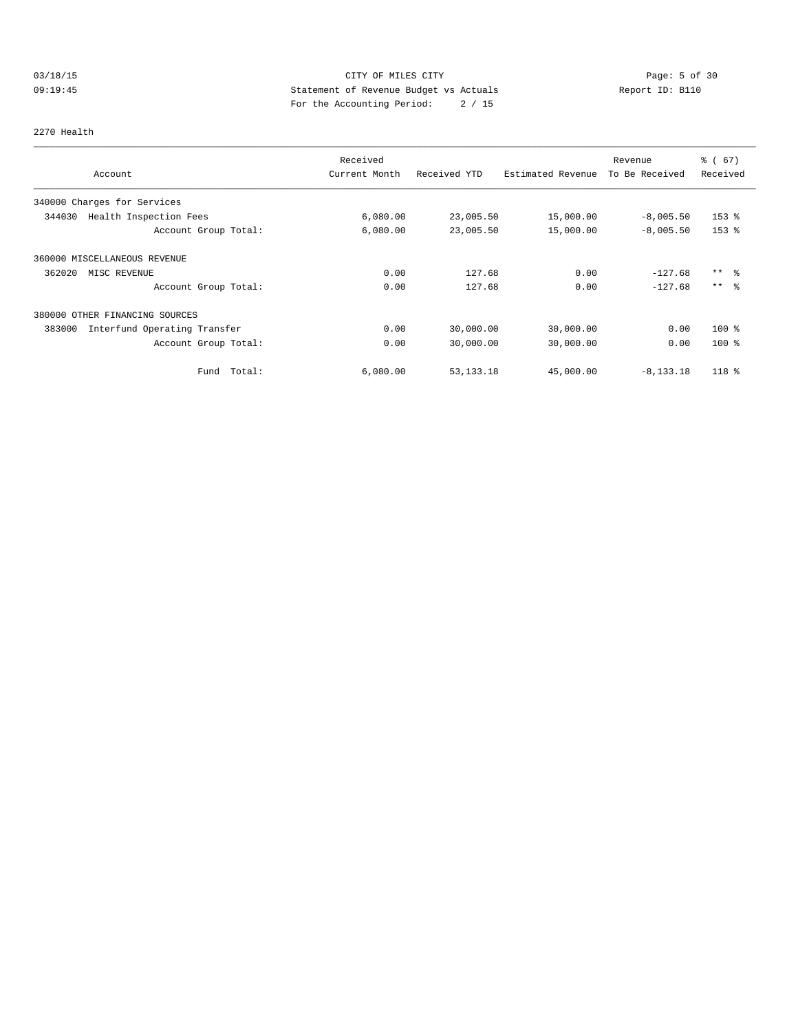03/18/15 CITY OF MILES CITY
09:19:45 Statement of Revenue Budget vs Actuals Report ID: B110
For the Accounting Period: 2 / 15

2270 Health

| Account | Received Current Month | Received YTD | Estimated Revenue | Revenue To Be Received | % ( 67) Received |
|---|---|---|---|---|---|
| 340000 Charges for Services | | | | | |
| 344030 Health Inspection Fees | 6,080.00 | 23,005.50 | 15,000.00 | -8,005.50 | 153 % |
| Account Group Total: | 6,080.00 | 23,005.50 | 15,000.00 | -8,005.50 | 153 % |
| 360000 MISCELLANEOUS REVENUE | | | | | |
| 362020 MISC REVENUE | 0.00 | 127.68 | 0.00 | -127.68 | ** % |
| Account Group Total: | 0.00 | 127.68 | 0.00 | -127.68 | ** % |
| 380000 OTHER FINANCING SOURCES | | | | | |
| 383000 Interfund Operating Transfer | 0.00 | 30,000.00 | 30,000.00 | 0.00 | 100 % |
| Account Group Total: | 0.00 | 30,000.00 | 30,000.00 | 0.00 | 100 % |
| Fund Total: | 6,080.00 | 53,133.18 | 45,000.00 | -8,133.18 | 118 % |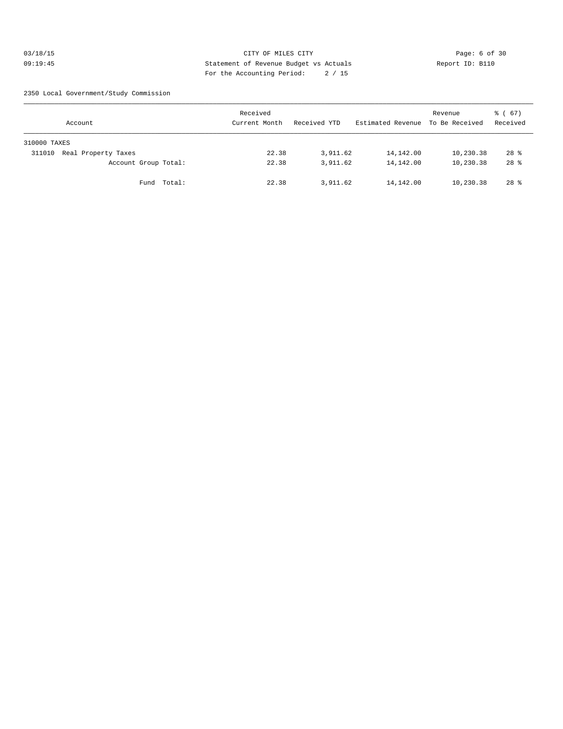CITY OF MILES CITY
Statement of Revenue Budget vs Actuals
For the Accounting Period: 2 / 15

03/18/15
09:19:45

Report ID: B110

2350 Local Government/Study Commission

| Account | Received Current Month | Received YTD | Estimated Revenue | Revenue To Be Received | % ( 67) Received |
|---|---|---|---|---|---|
| 310000 TAXES | | | | | |
| 311010 Real Property Taxes | 22.38 | 3,911.62 | 14,142.00 | 10,230.38 | 28 % |
| Account Group Total: | 22.38 | 3,911.62 | 14,142.00 | 10,230.38 | 28 % |
| Fund Total: | 22.38 | 3,911.62 | 14,142.00 | 10,230.38 | 28 % |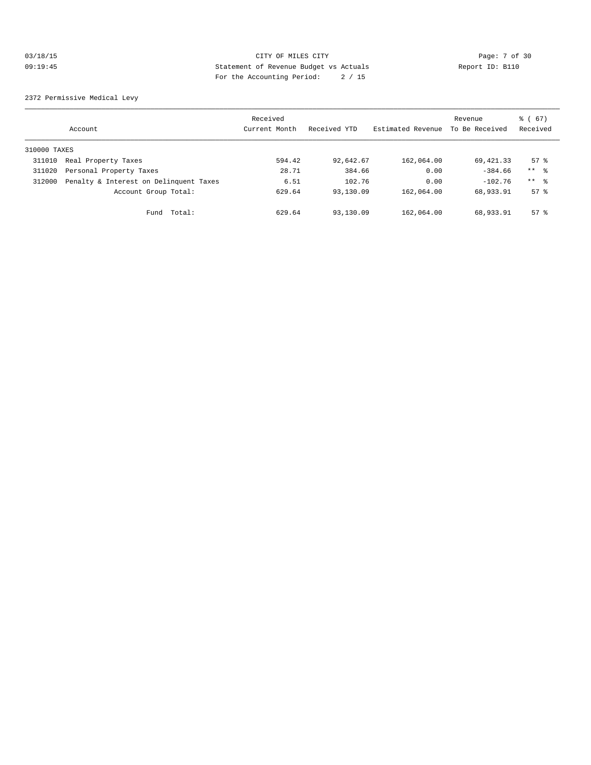CITY OF MILES CITY

Statement of Revenue Budget vs Actuals

For the Accounting Period: 2 / 15

03/18/15 09:19:45 — Report ID: B110

2372 Permissive Medical Levy

| Account | | Received Current Month | Received YTD | Estimated Revenue | Revenue To Be Received | % ( 67) Received |
|---|---|---|---|---|---|---|
| 310000 TAXES | | | | | | |
| 311010 | Real Property Taxes | 594.42 | 92,642.67 | 162,064.00 | 69,421.33 | 57 % |
| 311020 | Personal Property Taxes | 28.71 | 384.66 | 0.00 | -384.66 | ** % |
| 312000 | Penalty & Interest on Delinquent Taxes | 6.51 | 102.76 | 0.00 | -102.76 | ** % |
| | Account Group Total: | 629.64 | 93,130.09 | 162,064.00 | 68,933.91 | 57 % |
| | Fund Total: | 629.64 | 93,130.09 | 162,064.00 | 68,933.91 | 57 % |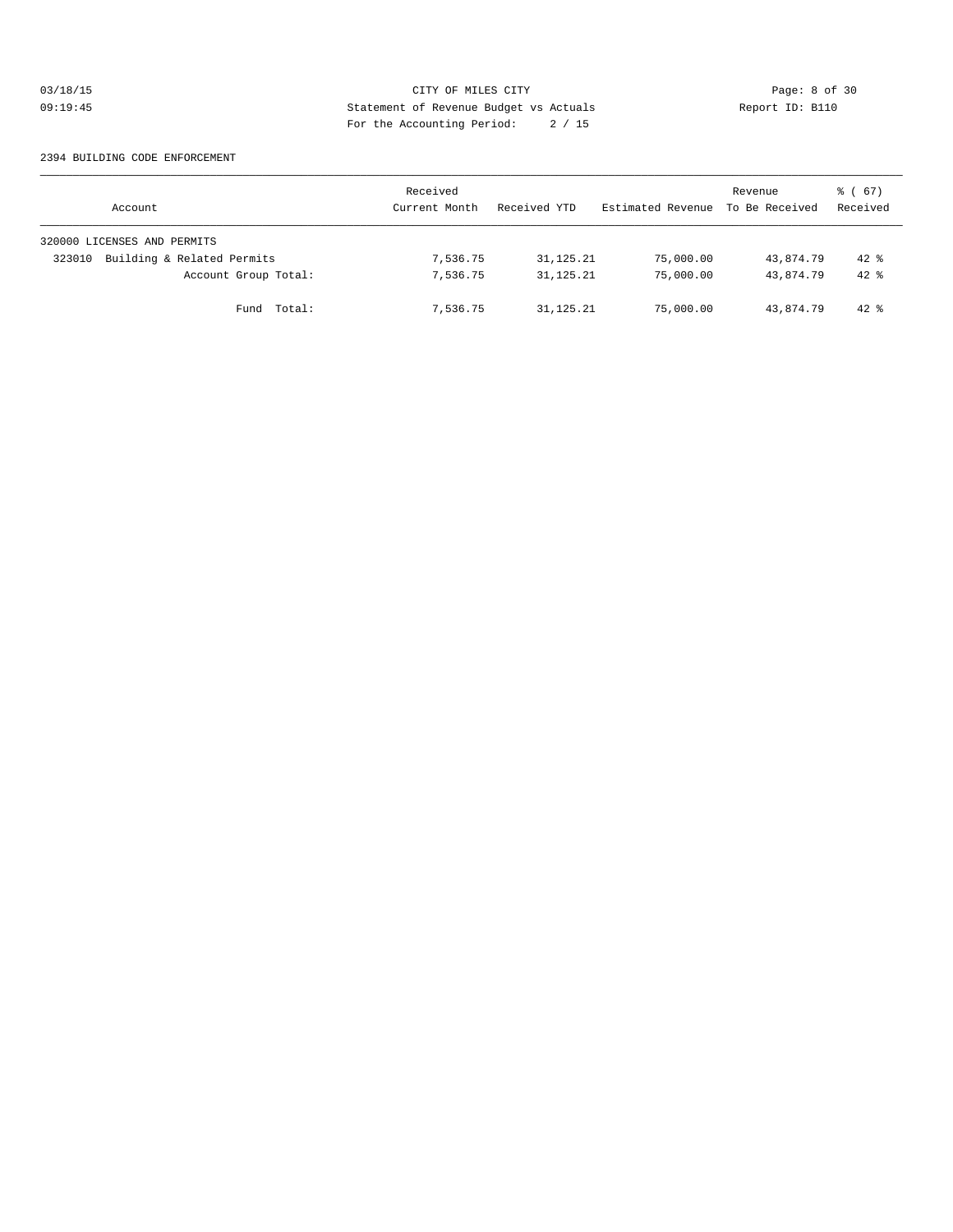CITY OF MILES CITY
Statement of Revenue Budget vs Actuals
For the Accounting Period: 2 / 15

03/18/15
09:19:45

Report ID: B110

2394 BUILDING CODE ENFORCEMENT

| Account | Received Current Month | Received YTD | Estimated Revenue | Revenue To Be Received | % ( 67) Received |
|---|---|---|---|---|---|
| 320000 LICENSES AND PERMITS | | | | | |
| 323010 Building & Related Permits | 7,536.75 | 31,125.21 | 75,000.00 | 43,874.79 | 42 % |
| Account Group Total: | 7,536.75 | 31,125.21 | 75,000.00 | 43,874.79 | 42 % |
| Fund Total: | 7,536.75 | 31,125.21 | 75,000.00 | 43,874.79 | 42 % |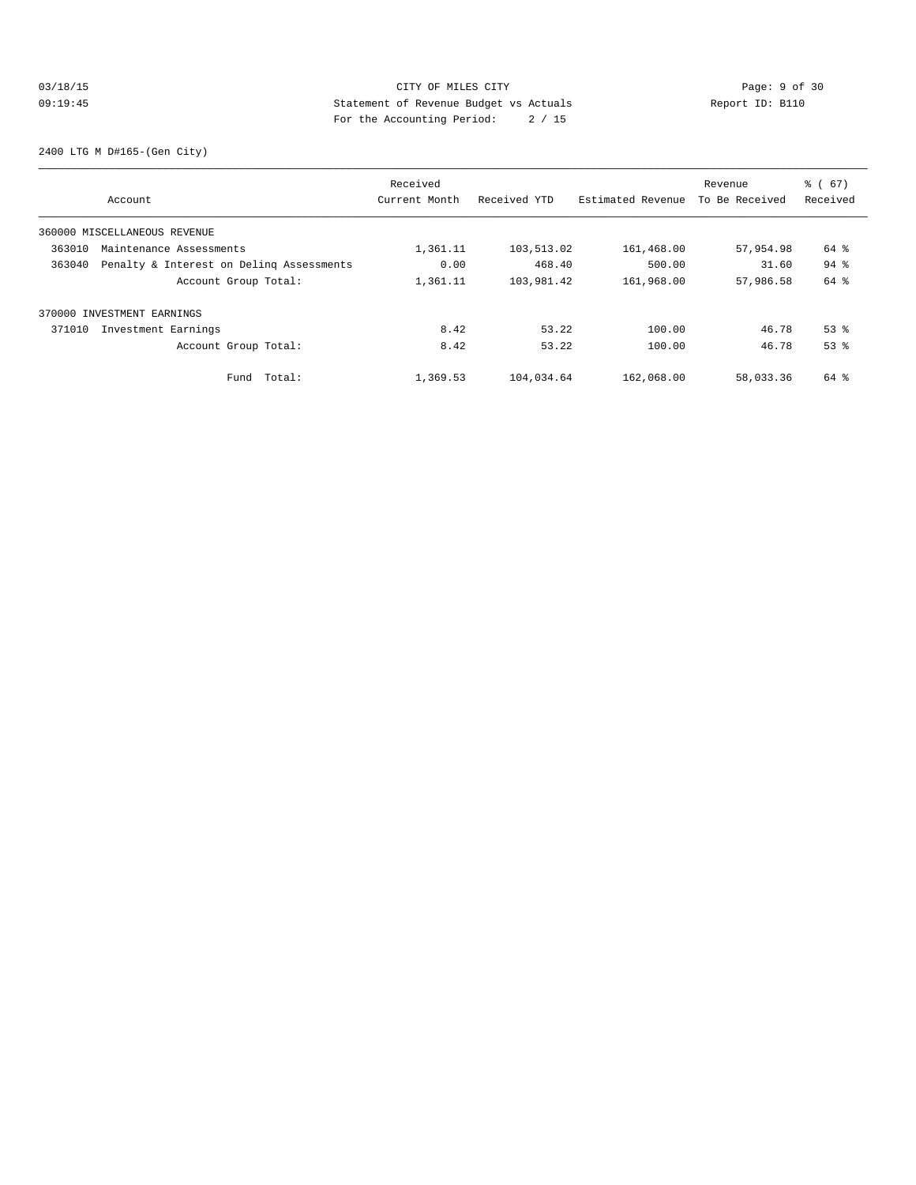CITY OF MILES CITY
Statement of Revenue Budget vs Actuals
For the Accounting Period: 2 / 15

03/18/15
09:19:45

Report ID: B110

2400 LTG M D#165-(Gen City)

| Account | | Received Current Month | Received YTD | Estimated Revenue | Revenue To Be Received | % ( 67) Received |
|---|---|---|---|---|---|---|
| 360000 MISCELLANEOUS REVENUE | | | | | | |
| 363010 | Maintenance Assessments | 1,361.11 | 103,513.02 | 161,468.00 | 57,954.98 | 64 % |
| 363040 | Penalty & Interest on Delinq Assessments | 0.00 | 468.40 | 500.00 | 31.60 | 94 % |
| | Account Group Total: | 1,361.11 | 103,981.42 | 161,968.00 | 57,986.58 | 64 % |
| 370000 INVESTMENT EARNINGS | | | | | | |
| 371010 | Investment Earnings | 8.42 | 53.22 | 100.00 | 46.78 | 53 % |
| | Account Group Total: | 8.42 | 53.22 | 100.00 | 46.78 | 53 % |
| | Fund Total: | 1,369.53 | 104,034.64 | 162,068.00 | 58,033.36 | 64 % |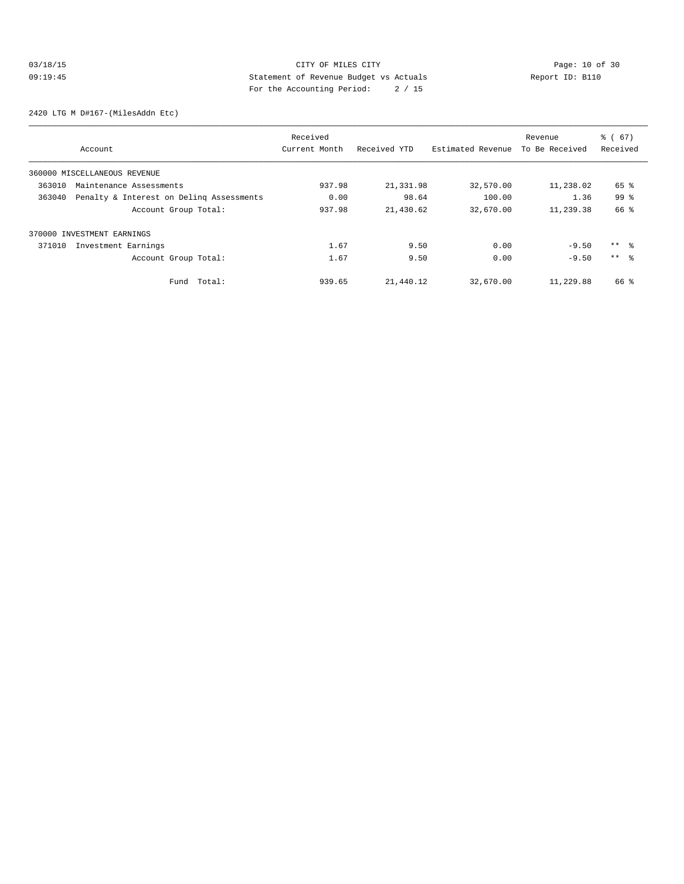CITY OF MILES CITY
Statement of Revenue Budget vs Actuals
For the Accounting Period: 2 / 15

03/18/15
09:19:45

Report ID: B110

2420 LTG M D#167-(MilesAddn Etc)

| Account | Received Current Month | Received YTD | Estimated Revenue | Revenue To Be Received | % ( 67) Received |
|---|---|---|---|---|---|
| 360000 MISCELLANEOUS REVENUE | | | | | |
| 363010 Maintenance Assessments | 937.98 | 21,331.98 | 32,570.00 | 11,238.02 | 65 % |
| 363040 Penalty & Interest on Delinq Assessments | 0.00 | 98.64 | 100.00 | 1.36 | 99 % |
| Account Group Total: | 937.98 | 21,430.62 | 32,670.00 | 11,239.38 | 66 % |
| 370000 INVESTMENT EARNINGS | | | | | |
| 371010 Investment Earnings | 1.67 | 9.50 | 0.00 | -9.50 | ** % |
| Account Group Total: | 1.67 | 9.50 | 0.00 | -9.50 | ** % |
| Fund Total: | 939.65 | 21,440.12 | 32,670.00 | 11,229.88 | 66 % |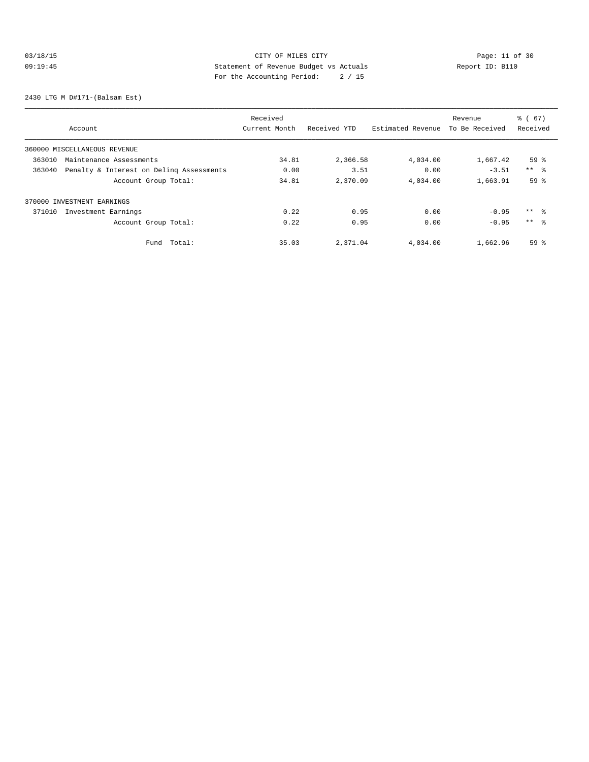03/18/15 CITY OF MILES CITY
09:19:45 Statement of Revenue Budget vs Actuals Report ID: B110
For the Accounting Period: 2 / 15

2430 LTG M D#171-(Balsam Est)

| Account | Received Current Month | Received YTD | Estimated Revenue | Revenue To Be Received | % ( 67) Received |
|---|---|---|---|---|---|
| 360000 MISCELLANEOUS REVENUE | | | | | |
| 363010 Maintenance Assessments | 34.81 | 2,366.58 | 4,034.00 | 1,667.42 | 59 % |
| 363040 Penalty & Interest on Delinq Assessments | 0.00 | 3.51 | 0.00 | -3.51 | ** % |
| Account Group Total: | 34.81 | 2,370.09 | 4,034.00 | 1,663.91 | 59 % |
| 370000 INVESTMENT EARNINGS | | | | | |
| 371010 Investment Earnings | 0.22 | 0.95 | 0.00 | -0.95 | ** % |
| Account Group Total: | 0.22 | 0.95 | 0.00 | -0.95 | ** % |
| Fund Total: | 35.03 | 2,371.04 | 4,034.00 | 1,662.96 | 59 % |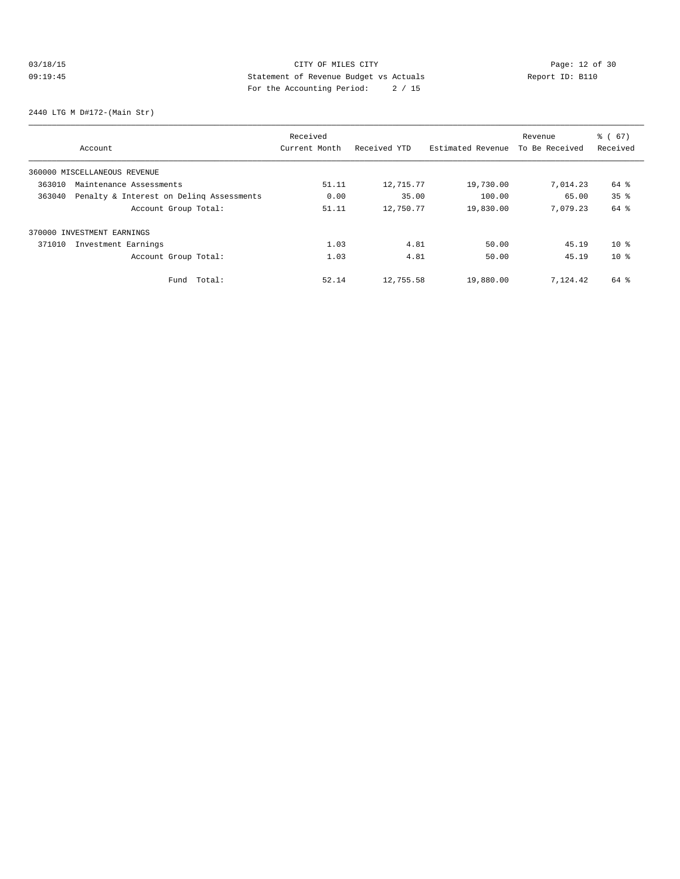CITY OF MILES CITY
Statement of Revenue Budget vs Actuals
For the Accounting Period: 2 / 15

03/18/15 09:19:45 Report ID: B110

2440 LTG M D#172-(Main Str)

| Account | Received Current Month | Received YTD | Estimated Revenue | Revenue To Be Received | % ( 67) Received |
|---|---|---|---|---|---|
| 360000 MISCELLANEOUS REVENUE | | | | | |
| 363010 Maintenance Assessments | 51.11 | 12,715.77 | 19,730.00 | 7,014.23 | 64 % |
| 363040 Penalty & Interest on Delinq Assessments | 0.00 | 35.00 | 100.00 | 65.00 | 35 % |
| Account Group Total: | 51.11 | 12,750.77 | 19,830.00 | 7,079.23 | 64 % |
| 370000 INVESTMENT EARNINGS | | | | | |
| 371010 Investment Earnings | 1.03 | 4.81 | 50.00 | 45.19 | 10 % |
| Account Group Total: | 1.03 | 4.81 | 50.00 | 45.19 | 10 % |
| Fund Total: | 52.14 | 12,755.58 | 19,880.00 | 7,124.42 | 64 % |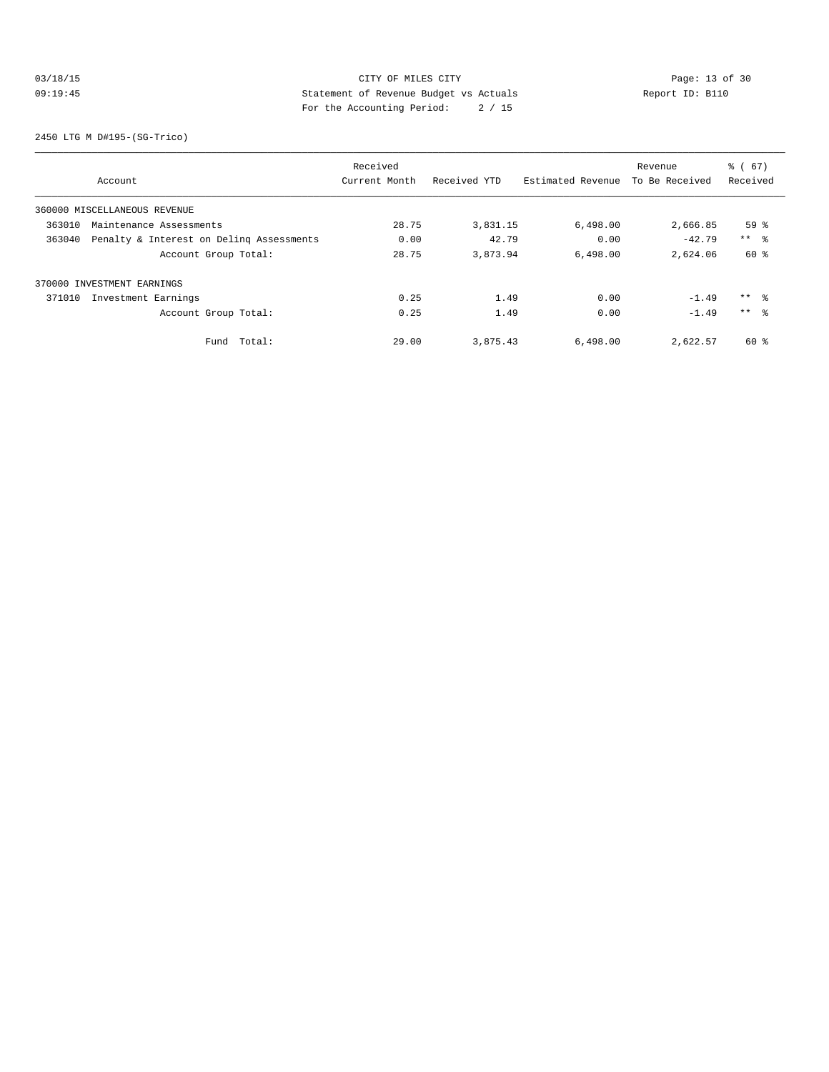CITY OF MILES CITY
Statement of Revenue Budget vs Actuals
For the Accounting Period: 2 / 15

03/18/15
09:19:45

Report ID: B110

2450 LTG M D#195-(SG-Trico)

| Account | Received Current Month | Received YTD | Estimated Revenue | Revenue To Be Received | % ( 67) Received |
|---|---|---|---|---|---|
| 360000 MISCELLANEOUS REVENUE | | | | | |
| 363010 Maintenance Assessments | 28.75 | 3,831.15 | 6,498.00 | 2,666.85 | 59 % |
| 363040 Penalty & Interest on Delinq Assessments | 0.00 | 42.79 | 0.00 | -42.79 | ** % |
| Account Group Total: | 28.75 | 3,873.94 | 6,498.00 | 2,624.06 | 60 % |
| 370000 INVESTMENT EARNINGS | | | | | |
| 371010 Investment Earnings | 0.25 | 1.49 | 0.00 | -1.49 | ** % |
| Account Group Total: | 0.25 | 1.49 | 0.00 | -1.49 | ** % |
| Fund Total: | 29.00 | 3,875.43 | 6,498.00 | 2,622.57 | 60 % |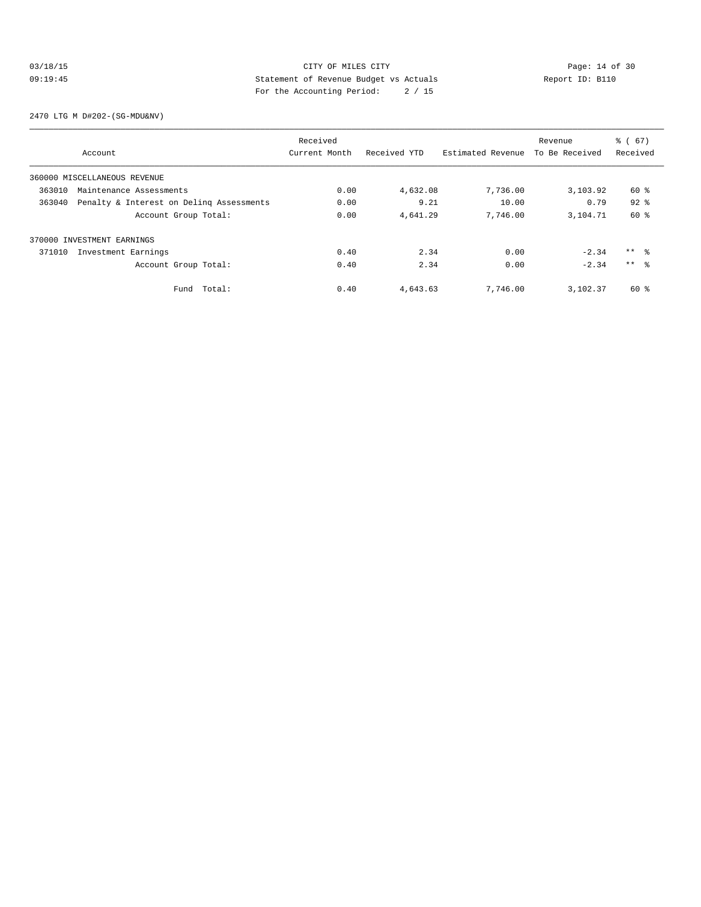CITY OF MILES CITY

Statement of Revenue Budget vs Actuals

For the Accounting Period: 2 / 15

03/18/15
09:19:45

Report ID: B110

2470 LTG M D#202-(SG-MDU&NV)

| Account | Received Current Month | Received YTD | Estimated Revenue | Revenue To Be Received | % ( 67) Received |
|---|---|---|---|---|---|
| 360000 MISCELLANEOUS REVENUE | | | | | |
| 363010 Maintenance Assessments | 0.00 | 4,632.08 | 7,736.00 | 3,103.92 | 60 % |
| 363040 Penalty & Interest on Delinq Assessments | 0.00 | 9.21 | 10.00 | 0.79 | 92 % |
| Account Group Total: | 0.00 | 4,641.29 | 7,746.00 | 3,104.71 | 60 % |
| 370000 INVESTMENT EARNINGS | | | | | |
| 371010 Investment Earnings | 0.40 | 2.34 | 0.00 | -2.34 | ** % |
| Account Group Total: | 0.40 | 2.34 | 0.00 | -2.34 | ** % |
| Fund Total: | 0.40 | 4,643.63 | 7,746.00 | 3,102.37 | 60 % |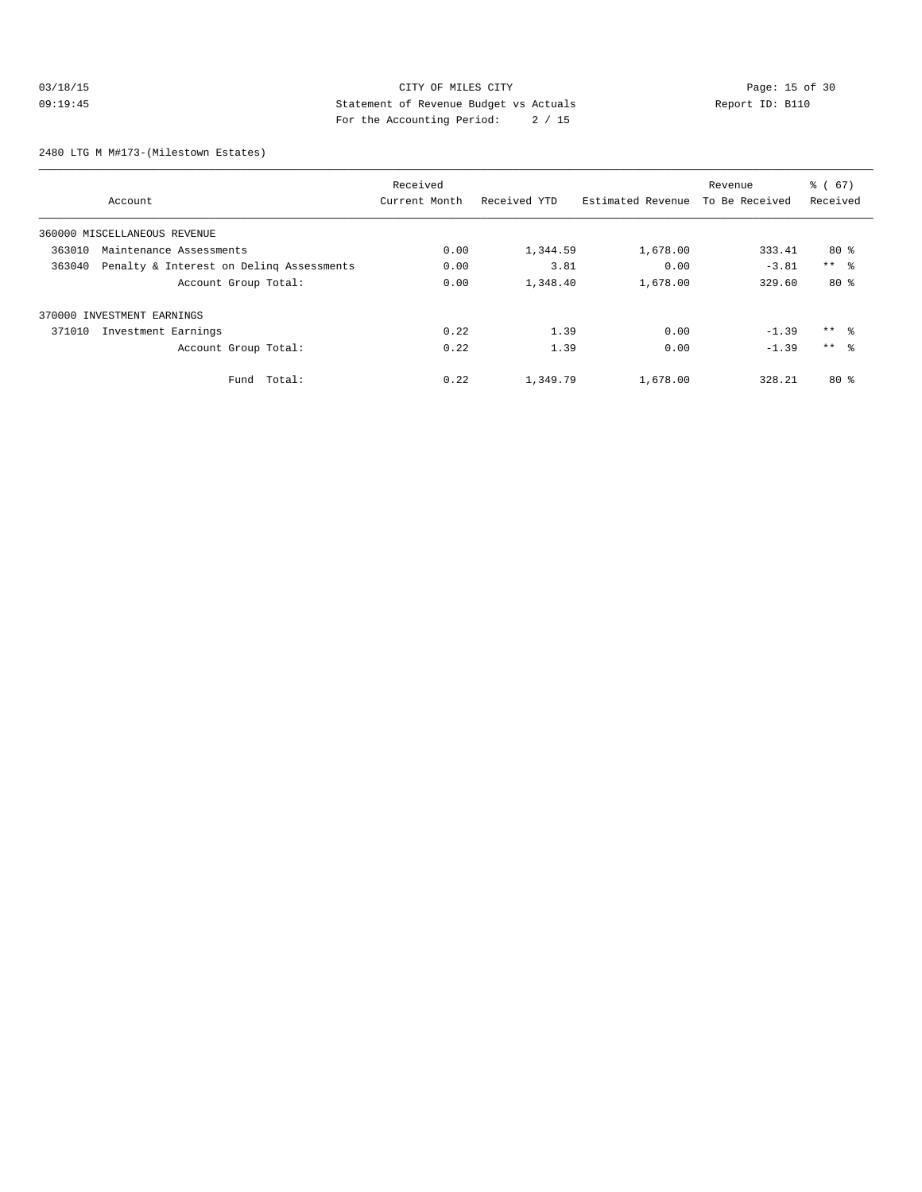CITY OF MILES CITY
Statement of Revenue Budget vs Actuals
For the Accounting Period: 2 / 15

03/18/15 09:19:45 — Report ID: B110

2480 LTG M M#173-(Milestown Estates)

| Account | Received Current Month | Received YTD | Estimated Revenue | Revenue To Be Received | % ( 67) Received |
|---|---|---|---|---|---|
| 360000 MISCELLANEOUS REVENUE | | | | | |
| 363010 Maintenance Assessments | 0.00 | 1,344.59 | 1,678.00 | 333.41 | 80 % |
| 363040 Penalty & Interest on Delinq Assessments | 0.00 | 3.81 | 0.00 | -3.81 | ** % |
| Account Group Total: | 0.00 | 1,348.40 | 1,678.00 | 329.60 | 80 % |
| 370000 INVESTMENT EARNINGS | | | | | |
| 371010 Investment Earnings | 0.22 | 1.39 | 0.00 | -1.39 | ** % |
| Account Group Total: | 0.22 | 1.39 | 0.00 | -1.39 | ** % |
| Fund Total: | 0.22 | 1,349.79 | 1,678.00 | 328.21 | 80 % |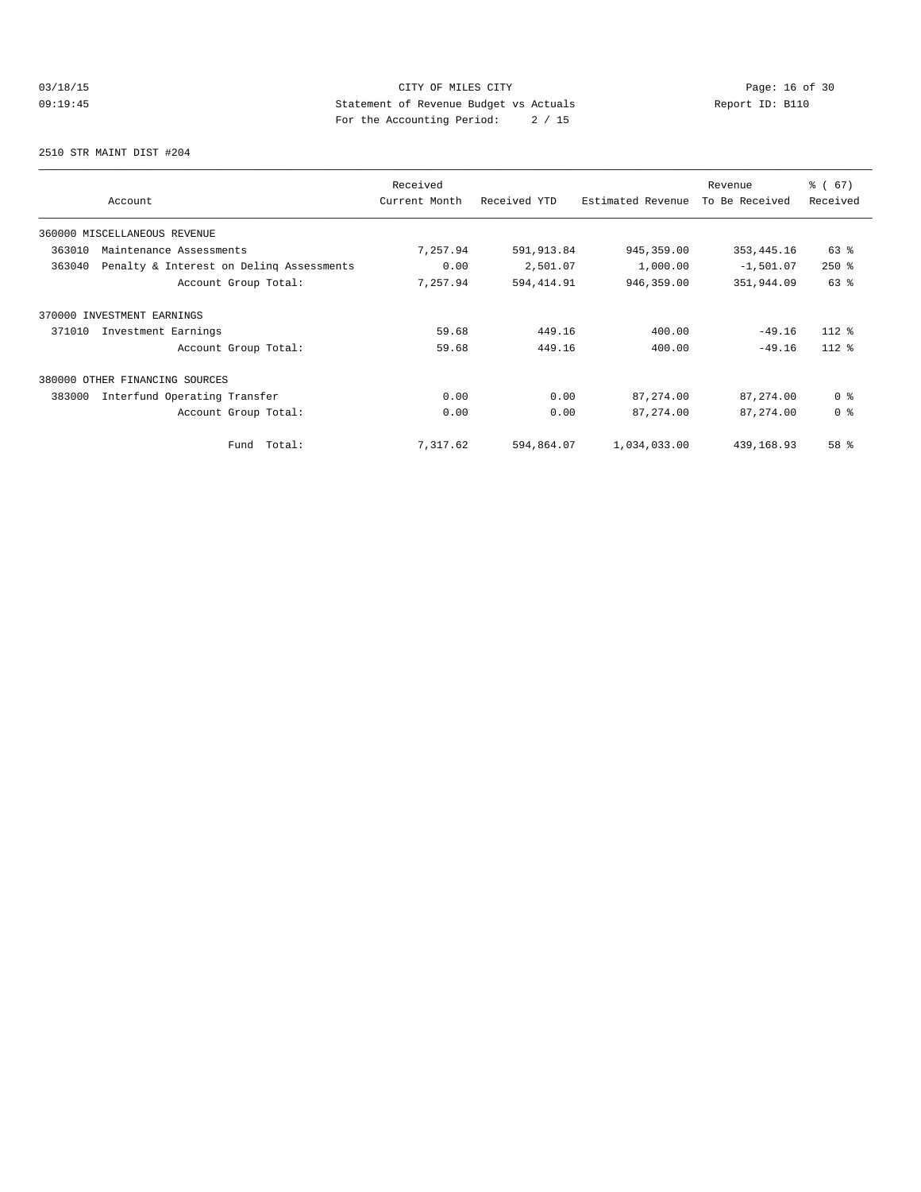CITY OF MILES CITY
Statement of Revenue Budget vs Actuals
For the Accounting Period: 2 / 15

03/18/15
09:19:45

Report ID: B110

2510 STR MAINT DIST #204

| Account | Received Current Month | Received YTD | Estimated Revenue | Revenue To Be Received | % ( 67) Received |
|---|---|---|---|---|---|
| 360000 MISCELLANEOUS REVENUE | | | | | |
| 363010 Maintenance Assessments | 7,257.94 | 591,913.84 | 945,359.00 | 353,445.16 | 63 % |
| 363040 Penalty & Interest on Delinq Assessments | 0.00 | 2,501.07 | 1,000.00 | -1,501.07 | 250 % |
| Account Group Total: | 7,257.94 | 594,414.91 | 946,359.00 | 351,944.09 | 63 % |
| 370000 INVESTMENT EARNINGS | | | | | |
| 371010 Investment Earnings | 59.68 | 449.16 | 400.00 | -49.16 | 112 % |
| Account Group Total: | 59.68 | 449.16 | 400.00 | -49.16 | 112 % |
| 380000 OTHER FINANCING SOURCES | | | | | |
| 383000 Interfund Operating Transfer | 0.00 | 0.00 | 87,274.00 | 87,274.00 | 0 % |
| Account Group Total: | 0.00 | 0.00 | 87,274.00 | 87,274.00 | 0 % |
| Fund Total: | 7,317.62 | 594,864.07 | 1,034,033.00 | 439,168.93 | 58 % |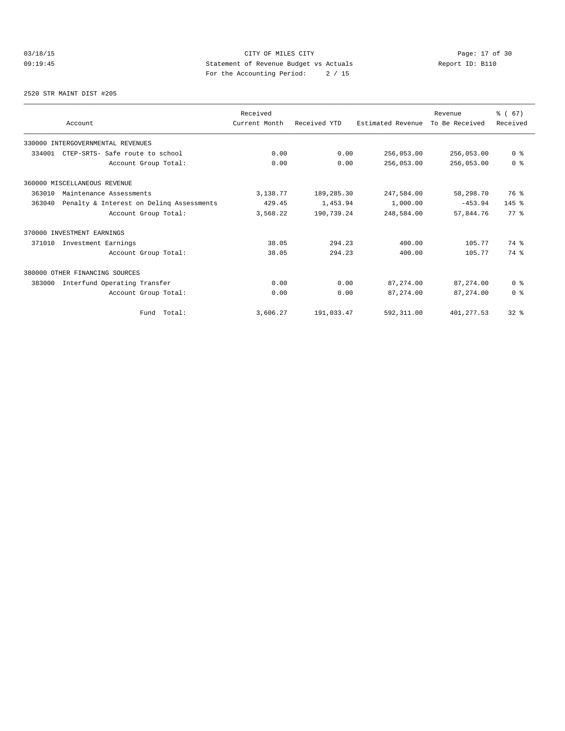CITY OF MILES CITY
Statement of Revenue Budget vs Actuals
For the Accounting Period: 2 / 15

03/18/15 09:19:45 Report ID: B110

2520 STR MAINT DIST #205

| Account | Received Current Month | Received YTD | Estimated Revenue | Revenue To Be Received | % ( 67) Received |
|---|---|---|---|---|---|
| 330000 INTERGOVERNMENTAL REVENUES | | | | | |
| 334001 CTEP-SRTS- Safe route to school | 0.00 | 0.00 | 256,053.00 | 256,053.00 | 0 % |
| Account Group Total: | 0.00 | 0.00 | 256,053.00 | 256,053.00 | 0 % |
| 360000 MISCELLANEOUS REVENUE | | | | | |
| 363010 Maintenance Assessments | 3,138.77 | 189,285.30 | 247,584.00 | 58,298.70 | 76 % |
| 363040 Penalty & Interest on Delinq Assessments | 429.45 | 1,453.94 | 1,000.00 | -453.94 | 145 % |
| Account Group Total: | 3,568.22 | 190,739.24 | 248,584.00 | 57,844.76 | 77 % |
| 370000 INVESTMENT EARNINGS | | | | | |
| 371010 Investment Earnings | 38.05 | 294.23 | 400.00 | 105.77 | 74 % |
| Account Group Total: | 38.05 | 294.23 | 400.00 | 105.77 | 74 % |
| 380000 OTHER FINANCING SOURCES | | | | | |
| 383000 Interfund Operating Transfer | 0.00 | 0.00 | 87,274.00 | 87,274.00 | 0 % |
| Account Group Total: | 0.00 | 0.00 | 87,274.00 | 87,274.00 | 0 % |
| Fund Total: | 3,606.27 | 191,033.47 | 592,311.00 | 401,277.53 | 32 % |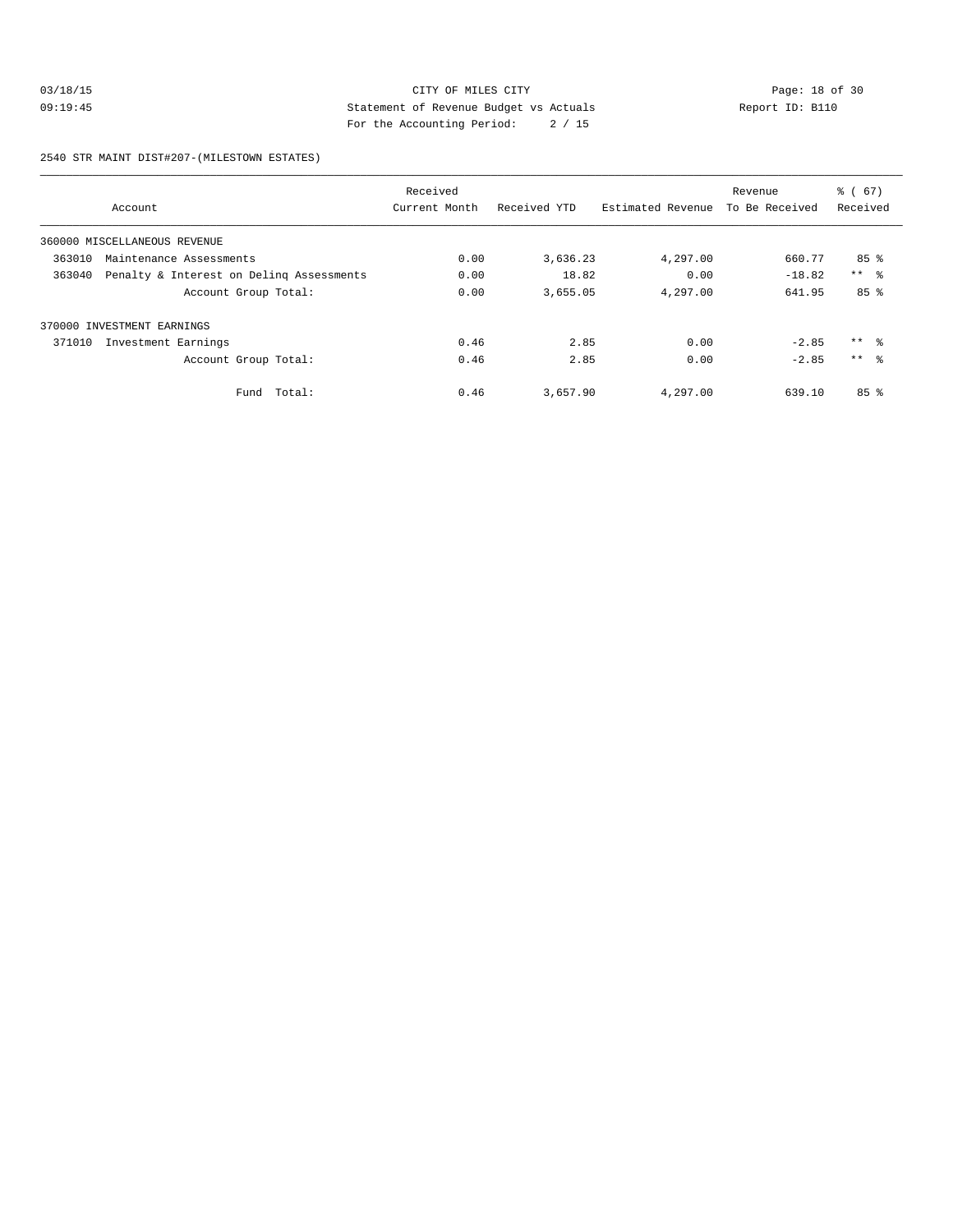CITY OF MILES CITY

Statement of Revenue Budget vs Actuals

For the Accounting Period: 2 / 15

03/18/15 09:19:45 — Report ID: B110

2540 STR MAINT DIST#207-(MILESTOWN ESTATES)

| Account | Received Current Month | Received YTD | Estimated Revenue | Revenue To Be Received | % ( 67) Received |
|---|---|---|---|---|---|
| 360000 MISCELLANEOUS REVENUE | | | | | |
| 363010 Maintenance Assessments | 0.00 | 3,636.23 | 4,297.00 | 660.77 | 85 % |
| 363040 Penalty & Interest on Delinq Assessments | 0.00 | 18.82 | 0.00 | -18.82 | ** % |
| Account Group Total: | 0.00 | 3,655.05 | 4,297.00 | 641.95 | 85 % |
| 370000 INVESTMENT EARNINGS | | | | | |
| 371010 Investment Earnings | 0.46 | 2.85 | 0.00 | -2.85 | ** % |
| Account Group Total: | 0.46 | 2.85 | 0.00 | -2.85 | ** % |
| Fund Total: | 0.46 | 3,657.90 | 4,297.00 | 639.10 | 85 % |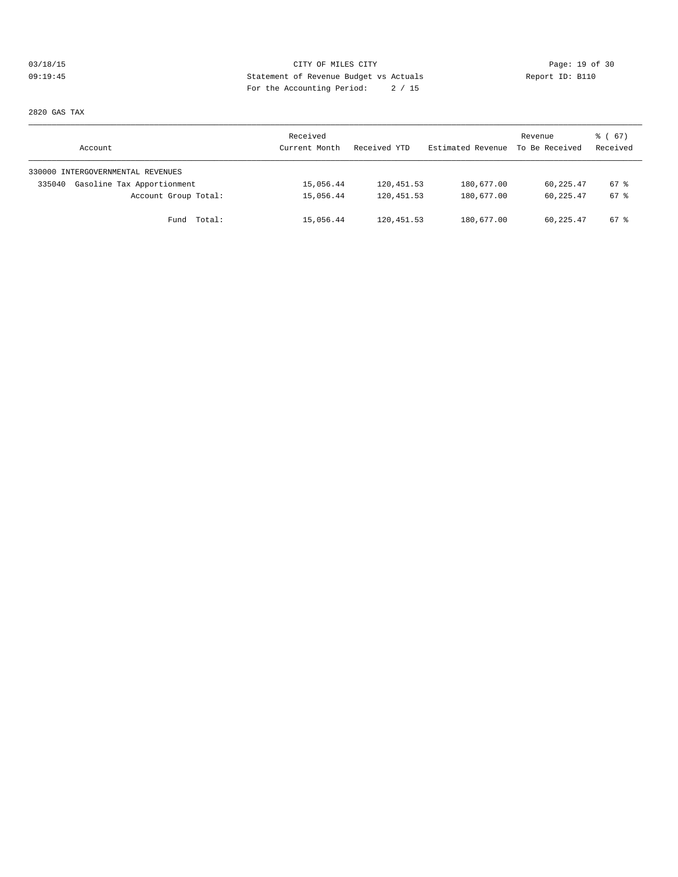CITY OF MILES CITY
Statement of Revenue Budget vs Actuals
For the Accounting Period: 2 / 15

03/18/15
09:19:45

Report ID: B110

2820 GAS TAX

| Account | Received Current Month | Received YTD | Estimated Revenue | Revenue To Be Received | % ( 67) Received |
|---|---|---|---|---|---|
| 330000 INTERGOVERNMENTAL REVENUES | | | | | |
| 335040 Gasoline Tax Apportionment | 15,056.44 | 120,451.53 | 180,677.00 | 60,225.47 | 67 % |
| Account Group Total: | 15,056.44 | 120,451.53 | 180,677.00 | 60,225.47 | 67 % |
| Fund Total: | 15,056.44 | 120,451.53 | 180,677.00 | 60,225.47 | 67 % |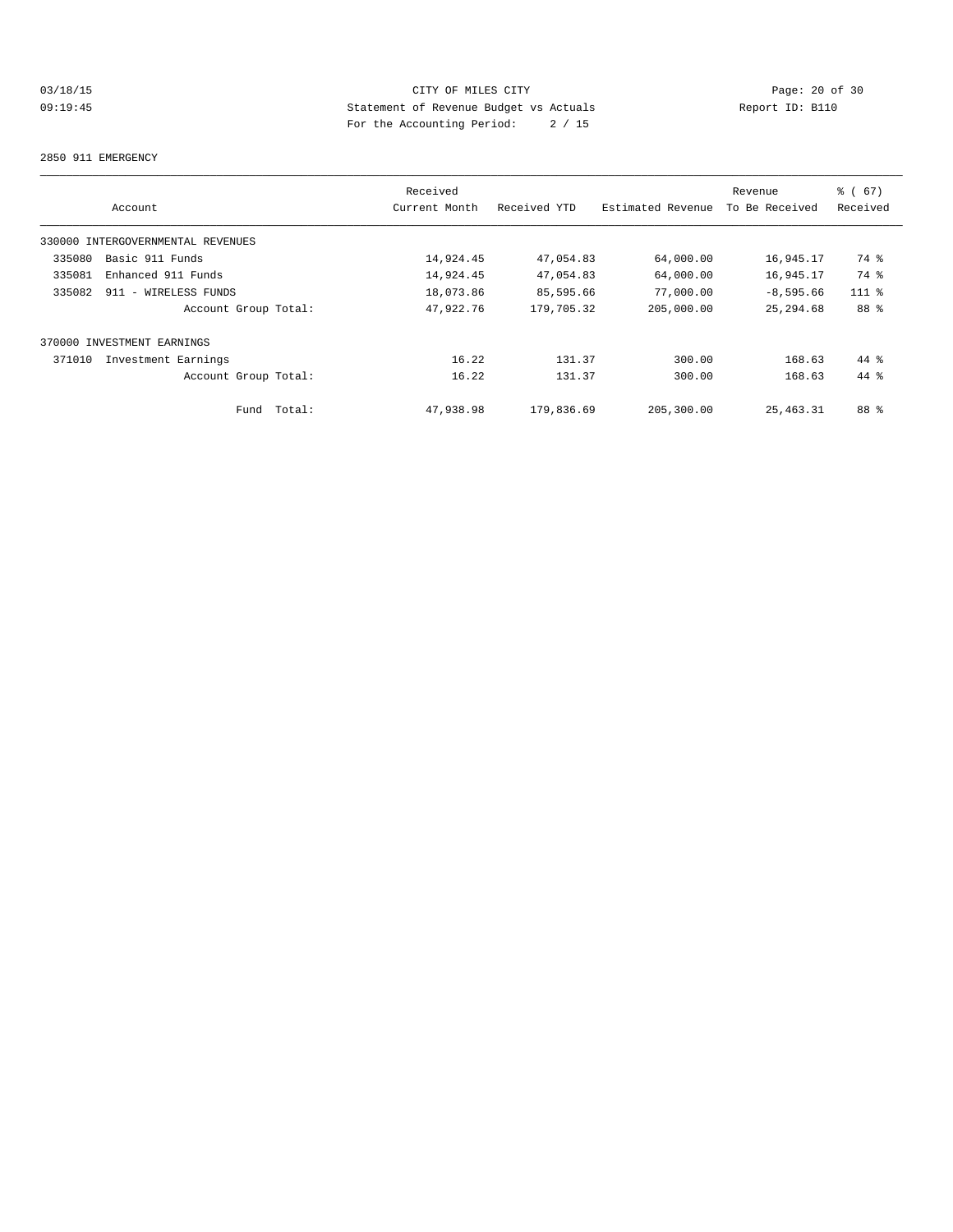CITY OF MILES CITY
Statement of Revenue Budget vs Actuals
For the Accounting Period: 2 / 15

03/18/15 09:19:45 Report ID: B110

2850 911 EMERGENCY

| Account | Received Current Month | Received YTD | Estimated Revenue | Revenue To Be Received | % ( 67) Received |
|---|---|---|---|---|---|
| 330000 INTERGOVERNMENTAL REVENUES | | | | | |
| 335080 Basic 911 Funds | 14,924.45 | 47,054.83 | 64,000.00 | 16,945.17 | 74 % |
| 335081 Enhanced 911 Funds | 14,924.45 | 47,054.83 | 64,000.00 | 16,945.17 | 74 % |
| 335082 911 - WIRELESS FUNDS | 18,073.86 | 85,595.66 | 77,000.00 | -8,595.66 | 111 % |
| Account Group Total: | 47,922.76 | 179,705.32 | 205,000.00 | 25,294.68 | 88 % |
| 370000 INVESTMENT EARNINGS | | | | | |
| 371010 Investment Earnings | 16.22 | 131.37 | 300.00 | 168.63 | 44 % |
| Account Group Total: | 16.22 | 131.37 | 300.00 | 168.63 | 44 % |
| Fund Total: | 47,938.98 | 179,836.69 | 205,300.00 | 25,463.31 | 88 % |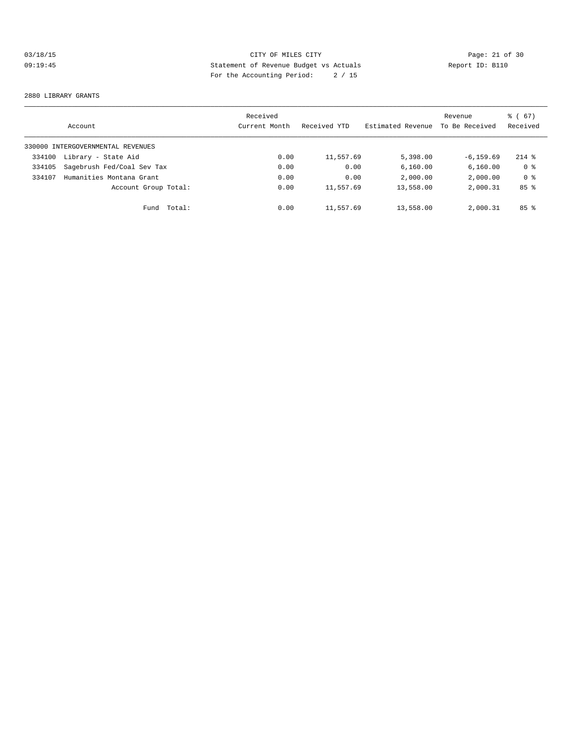CITY OF MILES CITY
Statement of Revenue Budget vs Actuals
For the Accounting Period: 2 / 15

03/18/15
09:19:45

Report ID: B110

2880 LIBRARY GRANTS

| Account | Received Current Month | Received YTD | Estimated Revenue | Revenue To Be Received | % ( 67) Received |
|---|---|---|---|---|---|
| 330000 INTERGOVERNMENTAL REVENUES | | | | | |
| 334100 Library - State Aid | 0.00 | 11,557.69 | 5,398.00 | -6,159.69 | 214 % |
| 334105 Sagebrush Fed/Coal Sev Tax | 0.00 | 0.00 | 6,160.00 | 6,160.00 | 0 % |
| 334107 Humanities Montana Grant | 0.00 | 0.00 | 2,000.00 | 2,000.00 | 0 % |
| Account Group Total: | 0.00 | 11,557.69 | 13,558.00 | 2,000.31 | 85 % |
| Fund Total: | 0.00 | 11,557.69 | 13,558.00 | 2,000.31 | 85 % |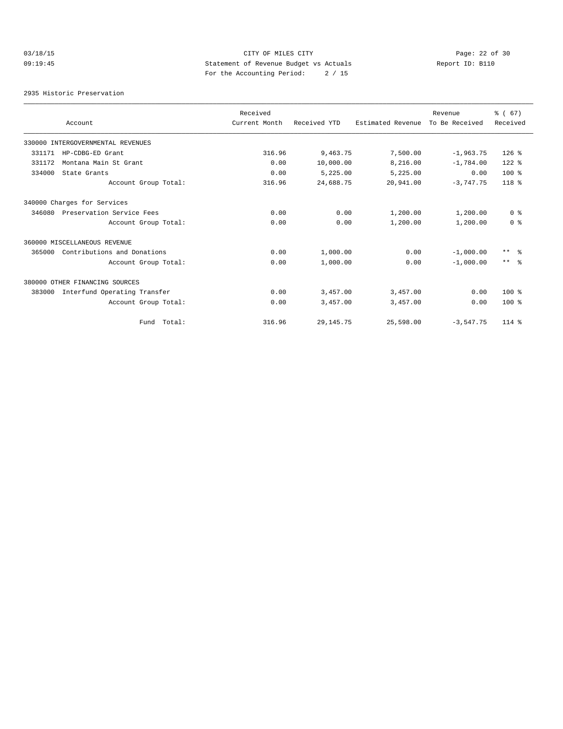CITY OF MILES CITY
Statement of Revenue Budget vs Actuals
For the Accounting Period: 2 / 15

03/18/15
09:19:45

Report ID: B110

## 2935 Historic Preservation

| Account | Received Current Month | Received YTD | Estimated Revenue | Revenue To Be Received | % ( 67) Received |
|---|---|---|---|---|---|
| 330000 INTERGOVERNMENTAL REVENUES | | | | | |
| 331171 HP-CDBG-ED Grant | 316.96 | 9,463.75 | 7,500.00 | -1,963.75 | 126 % |
| 331172 Montana Main St Grant | 0.00 | 10,000.00 | 8,216.00 | -1,784.00 | 122 % |
| 334000 State Grants | 0.00 | 5,225.00 | 5,225.00 | 0.00 | 100 % |
| Account Group Total: | 316.96 | 24,688.75 | 20,941.00 | -3,747.75 | 118 % |
| 340000 Charges for Services | | | | | |
| 346080 Preservation Service Fees | 0.00 | 0.00 | 1,200.00 | 1,200.00 | 0 % |
| Account Group Total: | 0.00 | 0.00 | 1,200.00 | 1,200.00 | 0 % |
| 360000 MISCELLANEOUS REVENUE | | | | | |
| 365000 Contributions and Donations | 0.00 | 1,000.00 | 0.00 | -1,000.00 | ** % |
| Account Group Total: | 0.00 | 1,000.00 | 0.00 | -1,000.00 | ** % |
| 380000 OTHER FINANCING SOURCES | | | | | |
| 383000 Interfund Operating Transfer | 0.00 | 3,457.00 | 3,457.00 | 0.00 | 100 % |
| Account Group Total: | 0.00 | 3,457.00 | 3,457.00 | 0.00 | 100 % |
| Fund Total: | 316.96 | 29,145.75 | 25,598.00 | -3,547.75 | 114 % |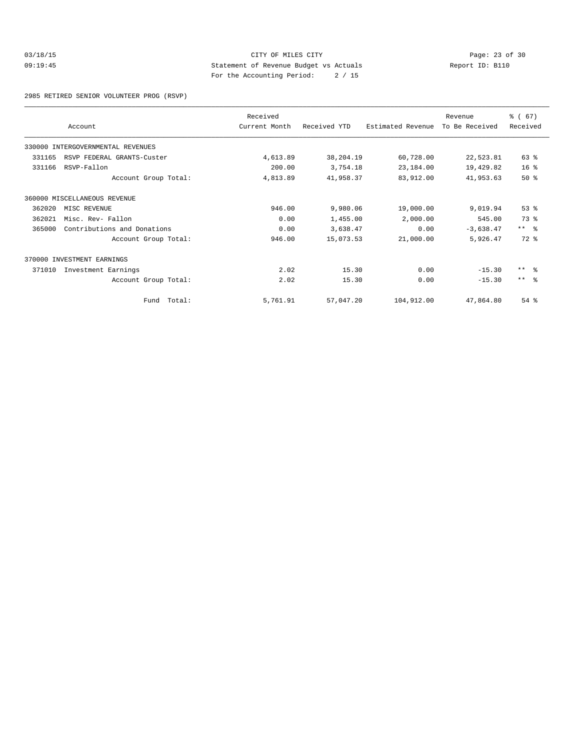CITY OF MILES CITY
Statement of Revenue Budget vs Actuals
For the Accounting Period: 2 / 15

03/18/15
09:19:45

Report ID: B110

2985 RETIRED SENIOR VOLUNTEER PROG (RSVP)

| Account | Received Current Month | Received YTD | Estimated Revenue | Revenue To Be Received | % ( 67) Received |
|---|---|---|---|---|---|
| 330000 INTERGOVERNMENTAL REVENUES | | | | | |
| 331165 RSVP FEDERAL GRANTS-Custer | 4,613.89 | 38,204.19 | 60,728.00 | 22,523.81 | 63 % |
| 331166 RSVP-Fallon | 200.00 | 3,754.18 | 23,184.00 | 19,429.82 | 16 % |
| Account Group Total: | 4,813.89 | 41,958.37 | 83,912.00 | 41,953.63 | 50 % |
| 360000 MISCELLANEOUS REVENUE | | | | | |
| 362020 MISC REVENUE | 946.00 | 9,980.06 | 19,000.00 | 9,019.94 | 53 % |
| 362021 Misc. Rev- Fallon | 0.00 | 1,455.00 | 2,000.00 | 545.00 | 73 % |
| 365000 Contributions and Donations | 0.00 | 3,638.47 | 0.00 | -3,638.47 | ** % |
| Account Group Total: | 946.00 | 15,073.53 | 21,000.00 | 5,926.47 | 72 % |
| 370000 INVESTMENT EARNINGS | | | | | |
| 371010 Investment Earnings | 2.02 | 15.30 | 0.00 | -15.30 | ** % |
| Account Group Total: | 2.02 | 15.30 | 0.00 | -15.30 | ** % |
| Fund Total: | 5,761.91 | 57,047.20 | 104,912.00 | 47,864.80 | 54 % |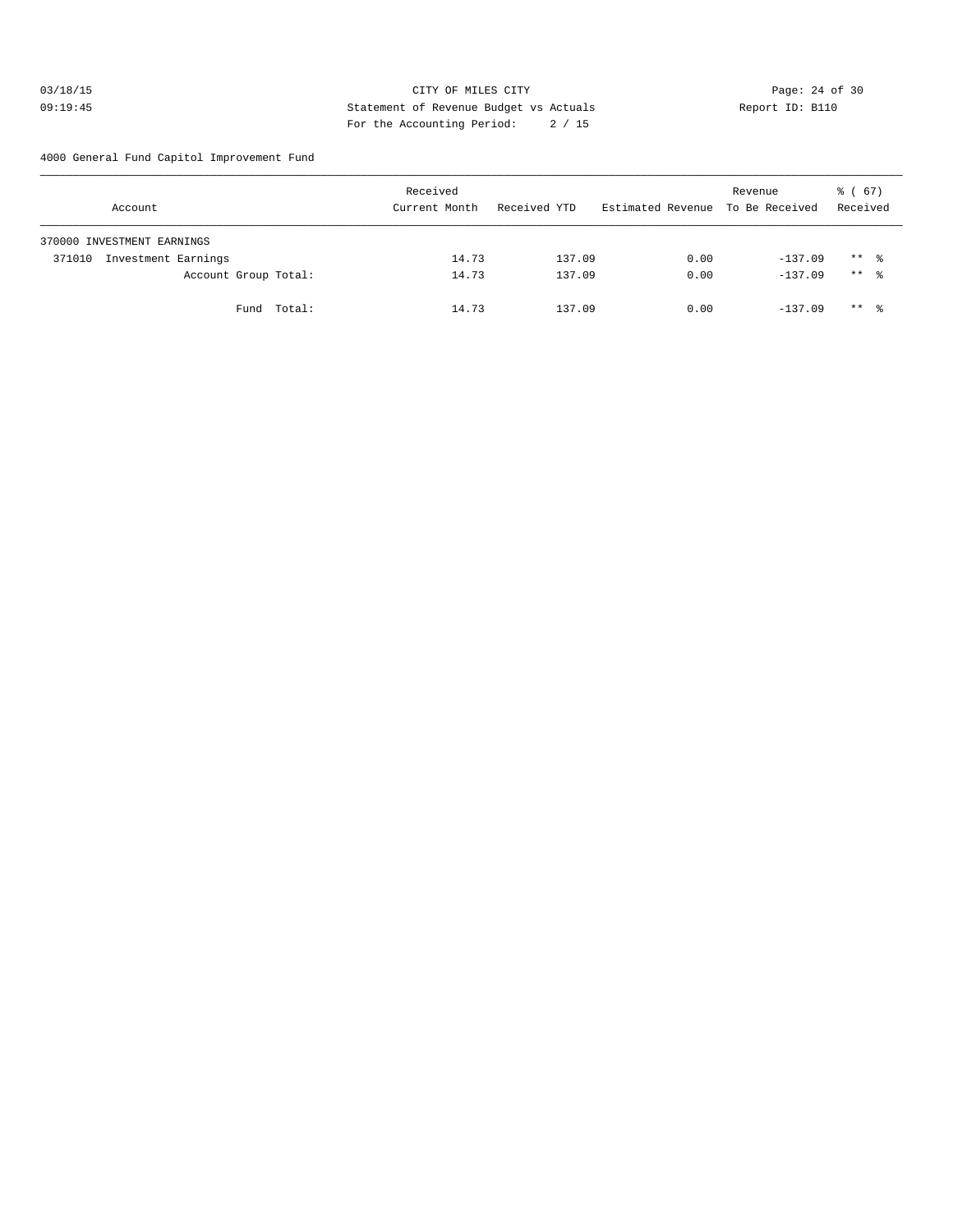CITY OF MILES CITY
Statement of Revenue Budget vs Actuals
For the Accounting Period: 2 / 15

4000 General Fund Capitol Improvement Fund

| Account | Received Current Month | Received YTD | Estimated Revenue | Revenue To Be Received | % ( 67) Received |
|---|---|---|---|---|---|
| 370000 INVESTMENT EARNINGS | | | | | |
| 371010 Investment Earnings | 14.73 | 137.09 | 0.00 | -137.09 | ** % |
| Account Group Total: | 14.73 | 137.09 | 0.00 | -137.09 | ** % |
| Fund Total: | 14.73 | 137.09 | 0.00 | -137.09 | ** % |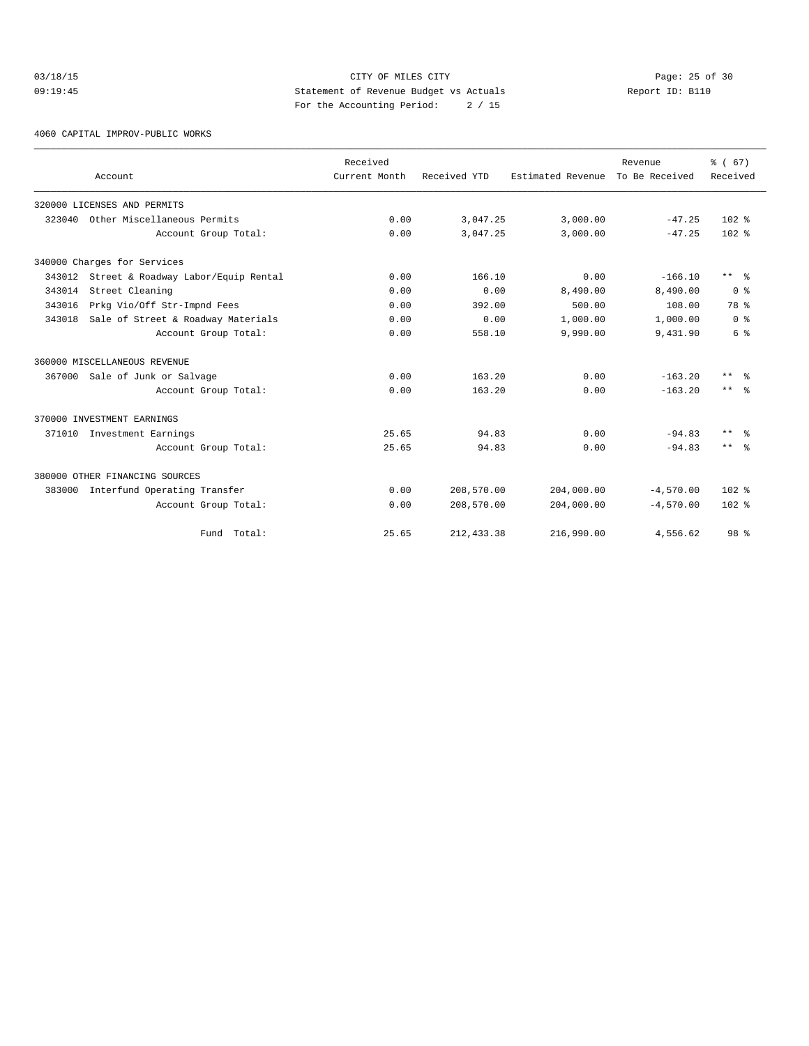CITY OF MILES CITY
Statement of Revenue Budget vs Actuals
For the Accounting Period: 2 / 15

03/18/15
09:19:45

Report ID: B110

4060 CAPITAL IMPROV-PUBLIC WORKS

| Account | Received Current Month | Received YTD | Estimated Revenue | Revenue To Be Received | % ( 67) Received |
|---|---|---|---|---|---|
| 320000 LICENSES AND PERMITS | | | | | |
| 323040 Other Miscellaneous Permits | 0.00 | 3,047.25 | 3,000.00 | -47.25 | 102 % |
| Account Group Total: | 0.00 | 3,047.25 | 3,000.00 | -47.25 | 102 % |
| 340000 Charges for Services | | | | | |
| 343012 Street & Roadway Labor/Equip Rental | 0.00 | 166.10 | 0.00 | -166.10 | ** % |
| 343014 Street Cleaning | 0.00 | 0.00 | 8,490.00 | 8,490.00 | 0 % |
| 343016 Prkg Vio/Off Str-Impnd Fees | 0.00 | 392.00 | 500.00 | 108.00 | 78 % |
| 343018 Sale of Street & Roadway Materials | 0.00 | 0.00 | 1,000.00 | 1,000.00 | 0 % |
| Account Group Total: | 0.00 | 558.10 | 9,990.00 | 9,431.90 | 6 % |
| 360000 MISCELLANEOUS REVENUE | | | | | |
| 367000 Sale of Junk or Salvage | 0.00 | 163.20 | 0.00 | -163.20 | ** % |
| Account Group Total: | 0.00 | 163.20 | 0.00 | -163.20 | ** % |
| 370000 INVESTMENT EARNINGS | | | | | |
| 371010 Investment Earnings | 25.65 | 94.83 | 0.00 | -94.83 | ** % |
| Account Group Total: | 25.65 | 94.83 | 0.00 | -94.83 | ** % |
| 380000 OTHER FINANCING SOURCES | | | | | |
| 383000 Interfund Operating Transfer | 0.00 | 208,570.00 | 204,000.00 | -4,570.00 | 102 % |
| Account Group Total: | 0.00 | 208,570.00 | 204,000.00 | -4,570.00 | 102 % |
| Fund Total: | 25.65 | 212,433.38 | 216,990.00 | 4,556.62 | 98 % |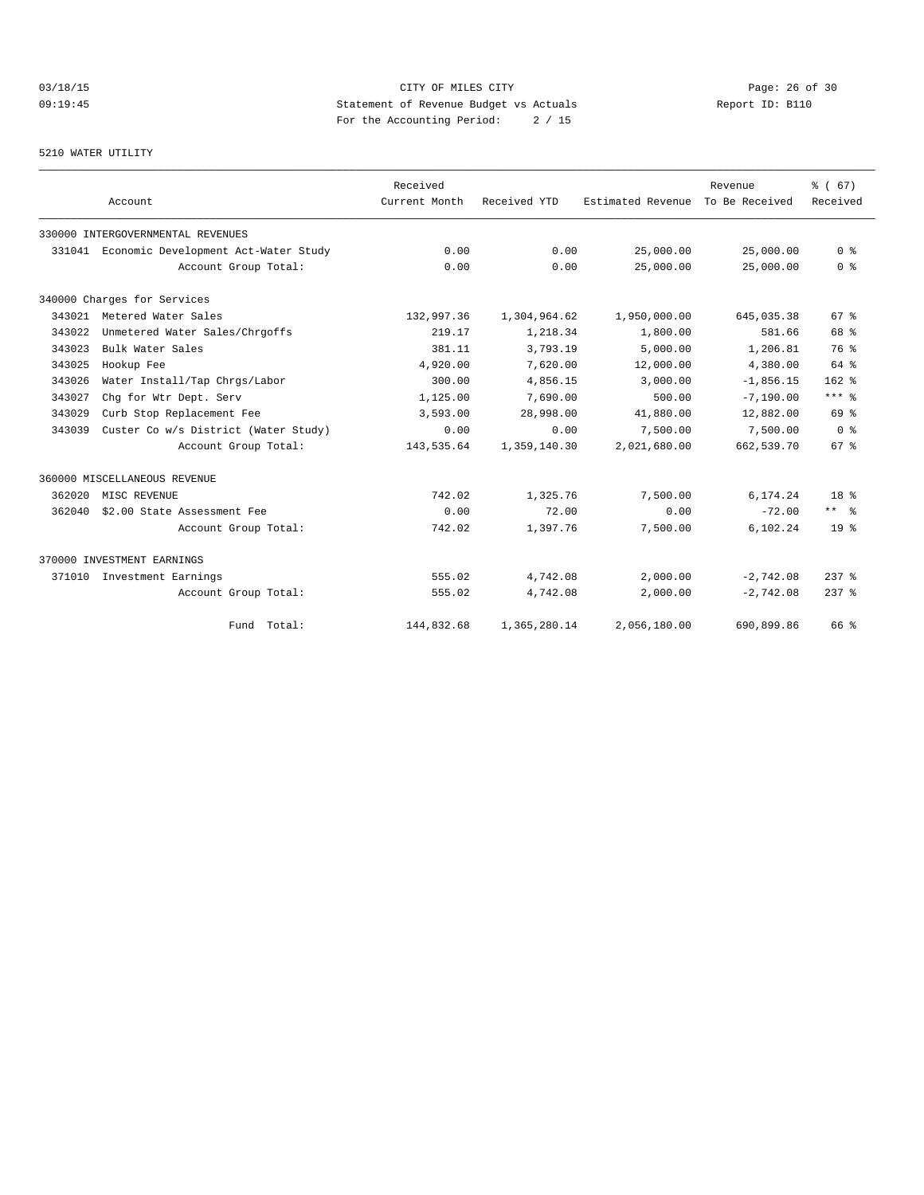CITY OF MILES CITY
Statement of Revenue Budget vs Actuals
For the Accounting Period: 2 / 15

03/18/15 09:19:45 — Report ID: B110

5210 WATER UTILITY

| Account | | Received Current Month | Received YTD | Estimated Revenue | Revenue To Be Received | % ( 67) Received |
|---|---|---|---|---|---|---|
| 330000 INTERGOVERNMENTAL REVENUES | | | | | | |
| 331041 | Economic Development Act-Water Study | 0.00 | 0.00 | 25,000.00 | 25,000.00 | 0 % |
| | Account Group Total: | 0.00 | 0.00 | 25,000.00 | 25,000.00 | 0 % |
| 340000 Charges for Services | | | | | | |
| 343021 | Metered Water Sales | 132,997.36 | 1,304,964.62 | 1,950,000.00 | 645,035.38 | 67 % |
| 343022 | Unmetered Water Sales/Chrgoffs | 219.17 | 1,218.34 | 1,800.00 | 581.66 | 68 % |
| 343023 | Bulk Water Sales | 381.11 | 3,793.19 | 5,000.00 | 1,206.81 | 76 % |
| 343025 | Hookup Fee | 4,920.00 | 7,620.00 | 12,000.00 | 4,380.00 | 64 % |
| 343026 | Water Install/Tap Chrgs/Labor | 300.00 | 4,856.15 | 3,000.00 | -1,856.15 | 162 % |
| 343027 | Chg for Wtr Dept. Serv | 1,125.00 | 7,690.00 | 500.00 | -7,190.00 | *** % |
| 343029 | Curb Stop Replacement Fee | 3,593.00 | 28,998.00 | 41,880.00 | 12,882.00 | 69 % |
| 343039 | Custer Co w/s District (Water Study) | 0.00 | 0.00 | 7,500.00 | 7,500.00 | 0 % |
| | Account Group Total: | 143,535.64 | 1,359,140.30 | 2,021,680.00 | 662,539.70 | 67 % |
| 360000 MISCELLANEOUS REVENUE | | | | | | |
| 362020 | MISC REVENUE | 742.02 | 1,325.76 | 7,500.00 | 6,174.24 | 18 % |
| 362040 | $2.00 State Assessment Fee | 0.00 | 72.00 | 0.00 | -72.00 | ** % |
| | Account Group Total: | 742.02 | 1,397.76 | 7,500.00 | 6,102.24 | 19 % |
| 370000 INVESTMENT EARNINGS | | | | | | |
| 371010 | Investment Earnings | 555.02 | 4,742.08 | 2,000.00 | -2,742.08 | 237 % |
| | Account Group Total: | 555.02 | 4,742.08 | 2,000.00 | -2,742.08 | 237 % |
| | Fund Total: | 144,832.68 | 1,365,280.14 | 2,056,180.00 | 690,899.86 | 66 % |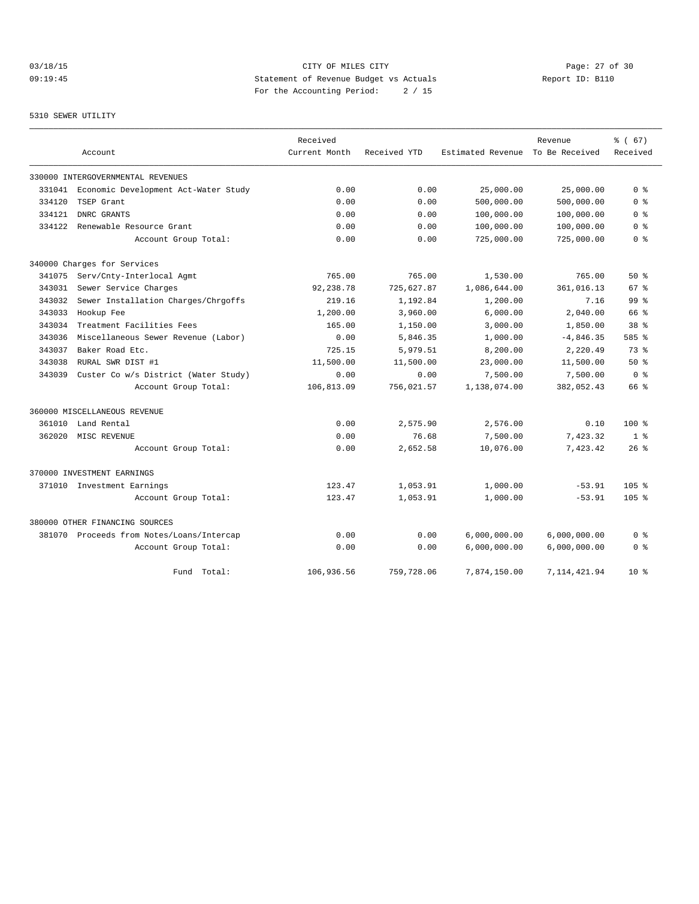CITY OF MILES CITY
Statement of Revenue Budget vs Actuals
For the Accounting Period: 2 / 15

03/18/15
09:19:45

Report ID: B110

5310 SEWER UTILITY

| | Account | Received Current Month | Received YTD | Estimated Revenue | Revenue To Be Received | % ( 67) Received |
|---|---|---|---|---|---|---|
| 330000 INTERGOVERNMENTAL REVENUES | | | | | | |
| 331041 | Economic Development Act-Water Study | 0.00 | 0.00 | 25,000.00 | 25,000.00 | 0 % |
| 334120 | TSEP Grant | 0.00 | 0.00 | 500,000.00 | 500,000.00 | 0 % |
| 334121 | DNRC GRANTS | 0.00 | 0.00 | 100,000.00 | 100,000.00 | 0 % |
| 334122 | Renewable Resource Grant | 0.00 | 0.00 | 100,000.00 | 100,000.00 | 0 % |
| | Account Group Total: | 0.00 | 0.00 | 725,000.00 | 725,000.00 | 0 % |
| 340000 Charges for Services | | | | | | |
| 341075 | Serv/Cnty-Interlocal Agmt | 765.00 | 765.00 | 1,530.00 | 765.00 | 50 % |
| 343031 | Sewer Service Charges | 92,238.78 | 725,627.87 | 1,086,644.00 | 361,016.13 | 67 % |
| 343032 | Sewer Installation Charges/Chrgoffs | 219.16 | 1,192.84 | 1,200.00 | 7.16 | 99 % |
| 343033 | Hookup Fee | 1,200.00 | 3,960.00 | 6,000.00 | 2,040.00 | 66 % |
| 343034 | Treatment Facilities Fees | 165.00 | 1,150.00 | 3,000.00 | 1,850.00 | 38 % |
| 343036 | Miscellaneous Sewer Revenue (Labor) | 0.00 | 5,846.35 | 1,000.00 | -4,846.35 | 585 % |
| 343037 | Baker Road Etc. | 725.15 | 5,979.51 | 8,200.00 | 2,220.49 | 73 % |
| 343038 | RURAL SWR DIST #1 | 11,500.00 | 11,500.00 | 23,000.00 | 11,500.00 | 50 % |
| 343039 | Custer Co w/s District (Water Study) | 0.00 | 0.00 | 7,500.00 | 7,500.00 | 0 % |
| | Account Group Total: | 106,813.09 | 756,021.57 | 1,138,074.00 | 382,052.43 | 66 % |
| 360000 MISCELLANEOUS REVENUE | | | | | | |
| 361010 | Land Rental | 0.00 | 2,575.90 | 2,576.00 | 0.10 | 100 % |
| 362020 | MISC REVENUE | 0.00 | 76.68 | 7,500.00 | 7,423.32 | 1 % |
| | Account Group Total: | 0.00 | 2,652.58 | 10,076.00 | 7,423.42 | 26 % |
| 370000 INVESTMENT EARNINGS | | | | | | |
| 371010 | Investment Earnings | 123.47 | 1,053.91 | 1,000.00 | -53.91 | 105 % |
| | Account Group Total: | 123.47 | 1,053.91 | 1,000.00 | -53.91 | 105 % |
| 380000 OTHER FINANCING SOURCES | | | | | | |
| 381070 | Proceeds from Notes/Loans/Intercap | 0.00 | 0.00 | 6,000,000.00 | 6,000,000.00 | 0 % |
| | Account Group Total: | 0.00 | 0.00 | 6,000,000.00 | 6,000,000.00 | 0 % |
| | Fund Total: | 106,936.56 | 759,728.06 | 7,874,150.00 | 7,114,421.94 | 10 % |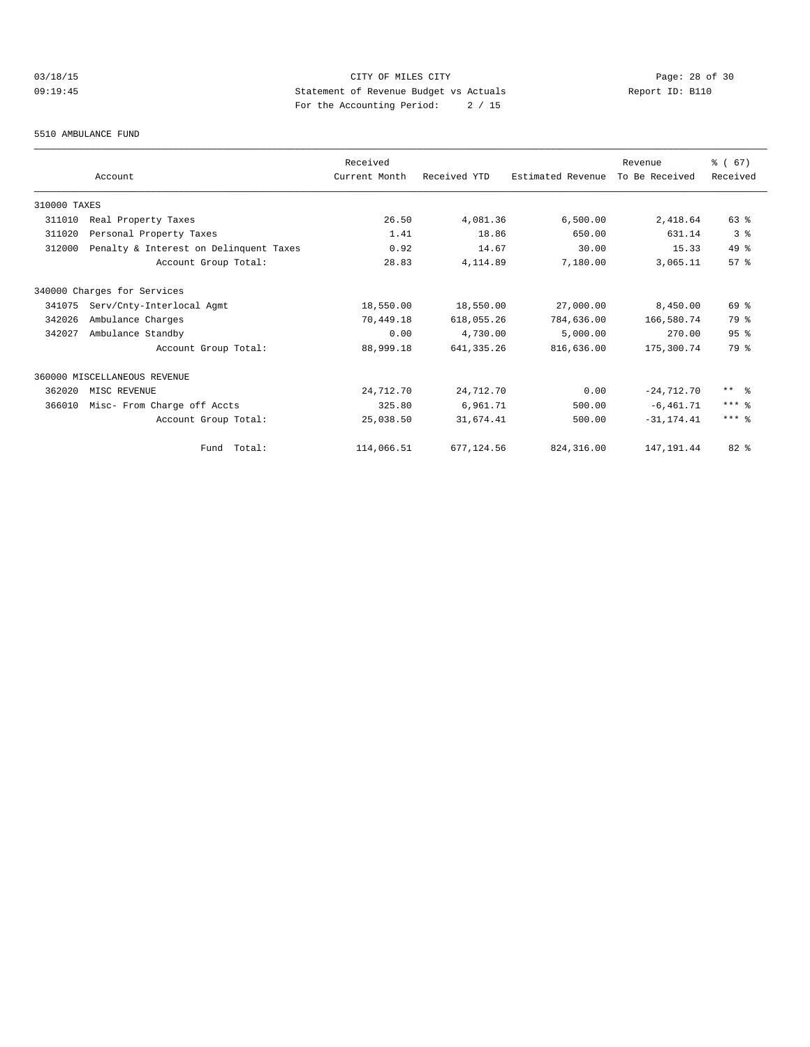CITY OF MILES CITY

Statement of Revenue Budget vs Actuals

For the Accounting Period: 2 / 15

03/18/15
09:19:45

Report ID: B110

5510 AMBULANCE FUND

| Account | | Received Current Month | Received YTD | Estimated Revenue | Revenue To Be Received | % ( 67) Received |
|---|---|---|---|---|---|---|
| 310000 TAXES | | | | | | |
| 311010 | Real Property Taxes | 26.50 | 4,081.36 | 6,500.00 | 2,418.64 | 63 % |
| 311020 | Personal Property Taxes | 1.41 | 18.86 | 650.00 | 631.14 | 3 % |
| 312000 | Penalty & Interest on Delinquent Taxes | 0.92 | 14.67 | 30.00 | 15.33 | 49 % |
| | Account Group Total: | 28.83 | 4,114.89 | 7,180.00 | 3,065.11 | 57 % |
| 340000 Charges for Services | | | | | | |
| 341075 | Serv/Cnty-Interlocal Agmt | 18,550.00 | 18,550.00 | 27,000.00 | 8,450.00 | 69 % |
| 342026 | Ambulance Charges | 70,449.18 | 618,055.26 | 784,636.00 | 166,580.74 | 79 % |
| 342027 | Ambulance Standby | 0.00 | 4,730.00 | 5,000.00 | 270.00 | 95 % |
| | Account Group Total: | 88,999.18 | 641,335.26 | 816,636.00 | 175,300.74 | 79 % |
| 360000 MISCELLANEOUS REVENUE | | | | | | |
| 362020 | MISC REVENUE | 24,712.70 | 24,712.70 | 0.00 | -24,712.70 | ** % |
| 366010 | Misc- From Charge off Accts | 325.80 | 6,961.71 | 500.00 | -6,461.71 | *** % |
| | Account Group Total: | 25,038.50 | 31,674.41 | 500.00 | -31,174.41 | *** % |
| | Fund Total: | 114,066.51 | 677,124.56 | 824,316.00 | 147,191.44 | 82 % |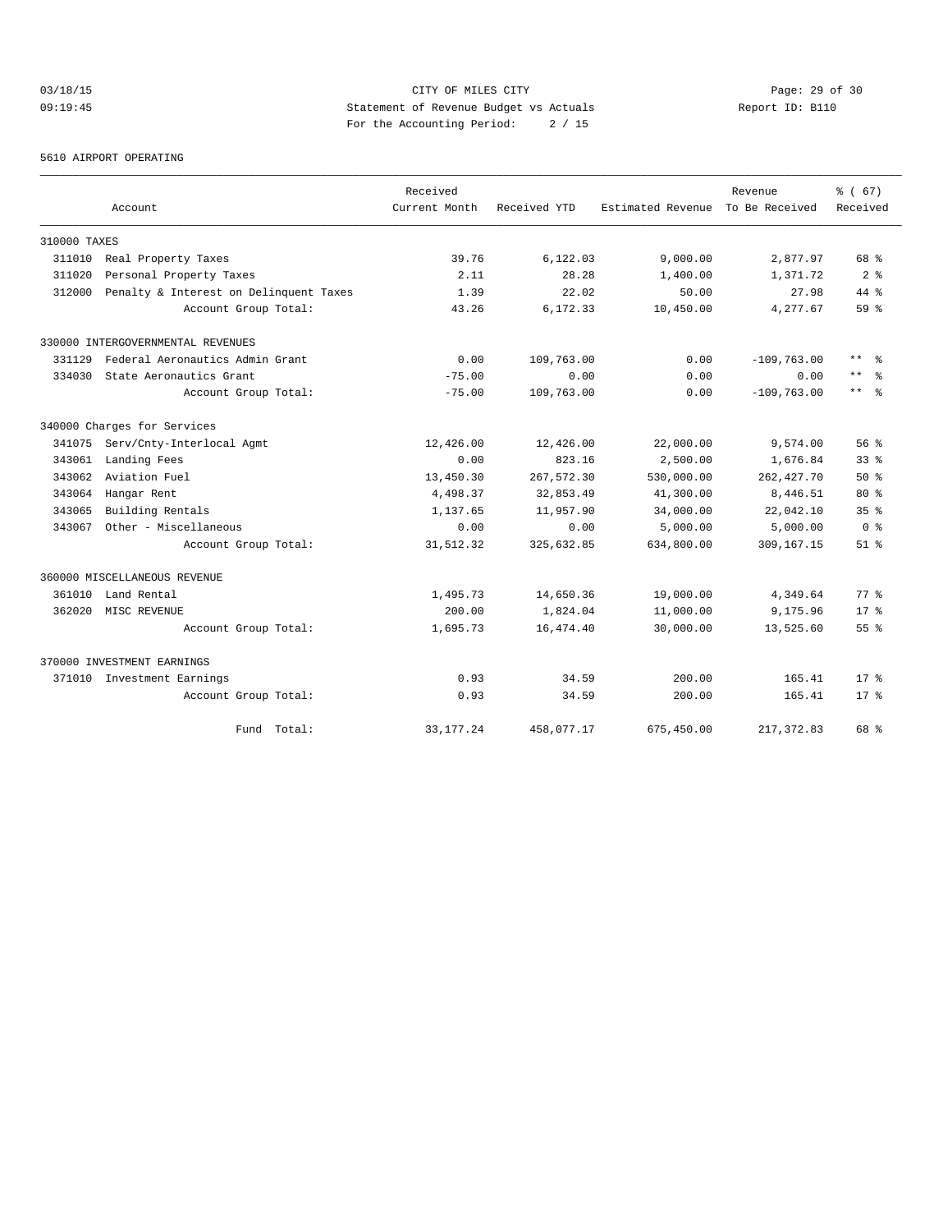03/18/15 CITY OF MILES CITY
09:19:45 Statement of Revenue Budget vs Actuals Report ID: B110
For the Accounting Period: 2 / 15

5610 AIRPORT OPERATING

| Account | Received Current Month | Received YTD | Estimated Revenue | Revenue To Be Received | % ( 67) Received |
|---|---|---|---|---|---|
| 310000 TAXES | | | | | |
| 311010 Real Property Taxes | 39.76 | 6,122.03 | 9,000.00 | 2,877.97 | 68 % |
| 311020 Personal Property Taxes | 2.11 | 28.28 | 1,400.00 | 1,371.72 | 2 % |
| 312000 Penalty & Interest on Delinquent Taxes | 1.39 | 22.02 | 50.00 | 27.98 | 44 % |
| Account Group Total: | 43.26 | 6,172.33 | 10,450.00 | 4,277.67 | 59 % |
| 330000 INTERGOVERNMENTAL REVENUES | | | | | |
| 331129 Federal Aeronautics Admin Grant | 0.00 | 109,763.00 | 0.00 | -109,763.00 | ** % |
| 334030 State Aeronautics Grant | -75.00 | 0.00 | 0.00 | 0.00 | ** % |
| Account Group Total: | -75.00 | 109,763.00 | 0.00 | -109,763.00 | ** % |
| 340000 Charges for Services | | | | | |
| 341075 Serv/Cnty-Interlocal Agmt | 12,426.00 | 12,426.00 | 22,000.00 | 9,574.00 | 56 % |
| 343061 Landing Fees | 0.00 | 823.16 | 2,500.00 | 1,676.84 | 33 % |
| 343062 Aviation Fuel | 13,450.30 | 267,572.30 | 530,000.00 | 262,427.70 | 50 % |
| 343064 Hangar Rent | 4,498.37 | 32,853.49 | 41,300.00 | 8,446.51 | 80 % |
| 343065 Building Rentals | 1,137.65 | 11,957.90 | 34,000.00 | 22,042.10 | 35 % |
| 343067 Other - Miscellaneous | 0.00 | 0.00 | 5,000.00 | 5,000.00 | 0 % |
| Account Group Total: | 31,512.32 | 325,632.85 | 634,800.00 | 309,167.15 | 51 % |
| 360000 MISCELLANEOUS REVENUE | | | | | |
| 361010 Land Rental | 1,495.73 | 14,650.36 | 19,000.00 | 4,349.64 | 77 % |
| 362020 MISC REVENUE | 200.00 | 1,824.04 | 11,000.00 | 9,175.96 | 17 % |
| Account Group Total: | 1,695.73 | 16,474.40 | 30,000.00 | 13,525.60 | 55 % |
| 370000 INVESTMENT EARNINGS | | | | | |
| 371010 Investment Earnings | 0.93 | 34.59 | 200.00 | 165.41 | 17 % |
| Account Group Total: | 0.93 | 34.59 | 200.00 | 165.41 | 17 % |
| Fund Total: | 33,177.24 | 458,077.17 | 675,450.00 | 217,372.83 | 68 % |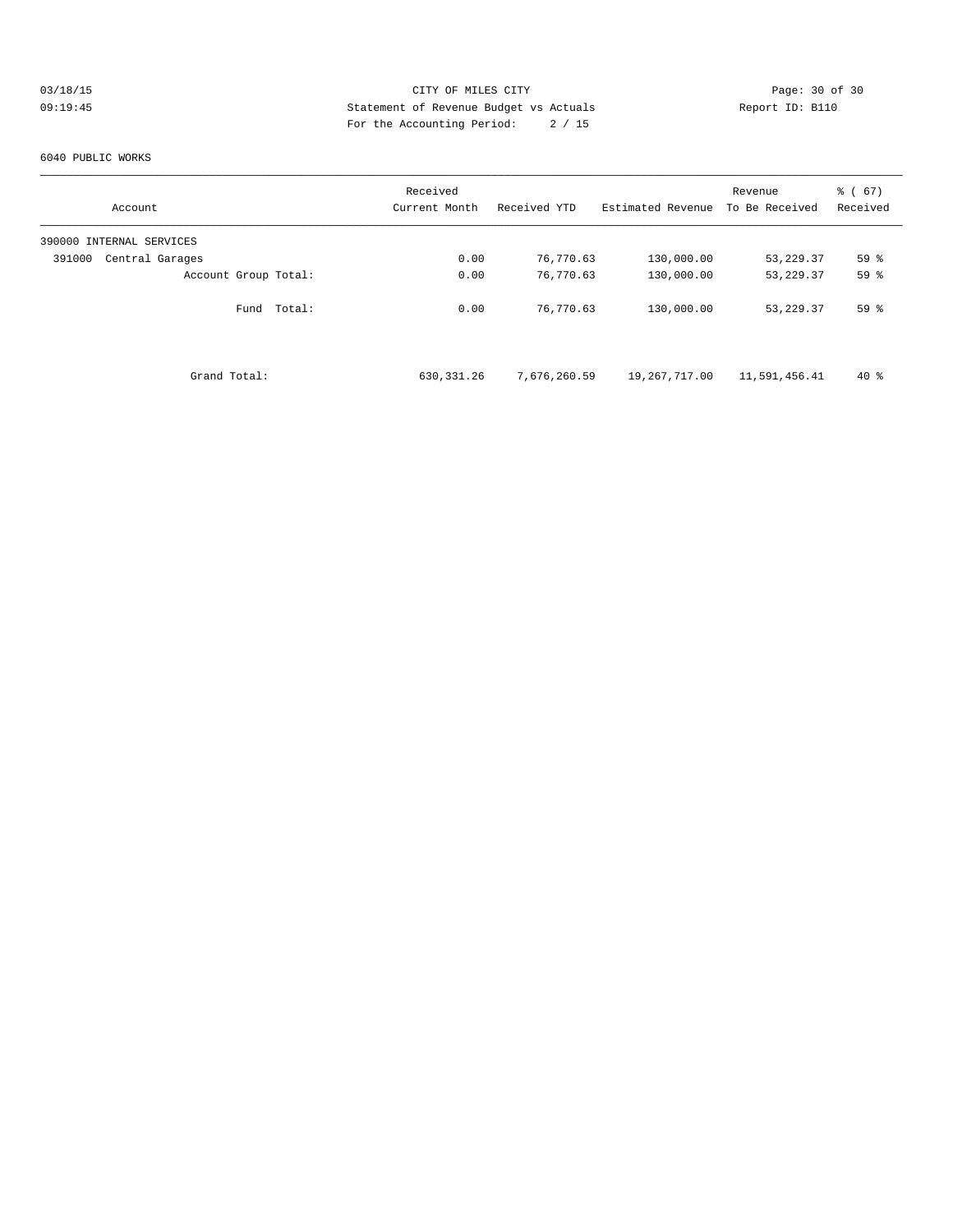CITY OF MILES CITY
Statement of Revenue Budget vs Actuals
For the Accounting Period: 2 / 15

03/18/15
09:19:45

Report ID: B110

6040 PUBLIC WORKS

| Account | Received Current Month | Received YTD | Estimated Revenue | Revenue To Be Received | % ( 67) Received |
|---|---|---|---|---|---|
| 390000 INTERNAL SERVICES | | | | | |
| 391000 Central Garages | 0.00 | 76,770.63 | 130,000.00 | 53,229.37 | 59 % |
| Account Group Total: | 0.00 | 76,770.63 | 130,000.00 | 53,229.37 | 59 % |
| Fund Total: | 0.00 | 76,770.63 | 130,000.00 | 53,229.37 | 59 % |
| Grand Total: | 630,331.26 | 7,676,260.59 | 19,267,717.00 | 11,591,456.41 | 40 % |